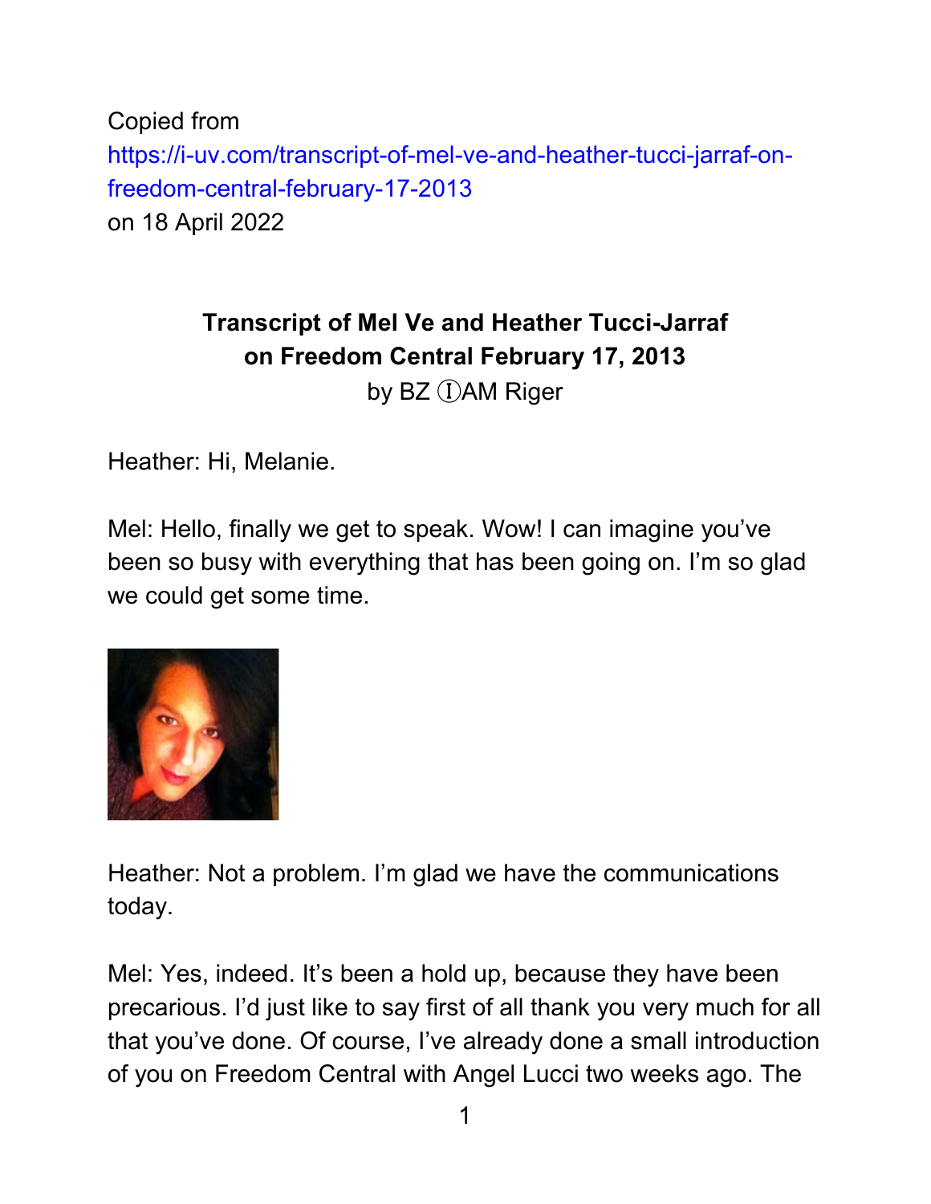Copied from
https://i-uv.com/transcript-of-mel-ve-and-heather-tucci-jarraf-on-freedom-central-february-17-2013
on 18 April 2022

**Transcript of Mel Ve and Heather Tucci-Jarraf on Freedom Central February 17, 2013**

by BZ ⒾAM Riger

Heather: Hi, Melanie.

Mel: Hello, finally we get to speak. Wow! I can imagine you've been so busy with everything that has been going on. I'm so glad we could get some time.

Heather: Not a problem. I'm glad we have the communications today.

Mel: Yes, indeed. It's been a hold up, because they have been precarious. I'd just like to say first of all thank you very much for all that you've done. Of course, I've already done a small introduction of you on Freedom Central with Angel Lucci two weeks ago. The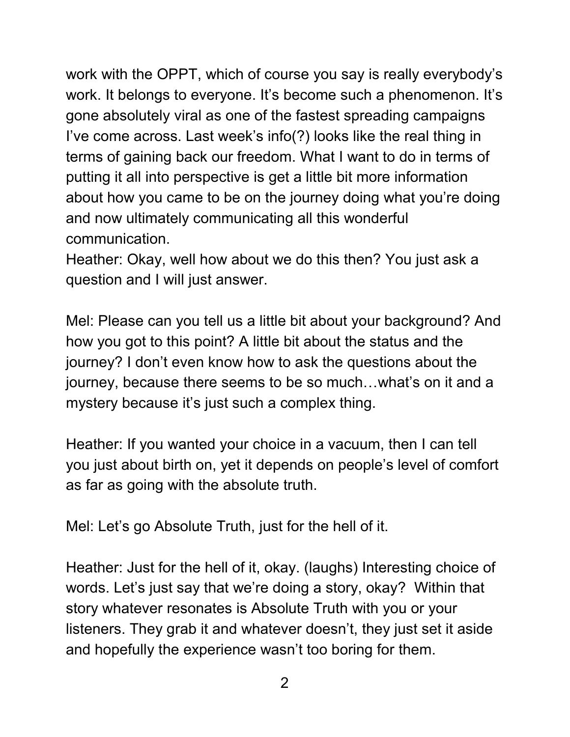work with the OPPT, which of course you say is really everybody's work. It belongs to everyone. It's become such a phenomenon. It's gone absolutely viral as one of the fastest spreading campaigns I've come across. Last week's info(?) looks like the real thing in terms of gaining back our freedom. What I want to do in terms of putting it all into perspective is get a little bit more information about how you came to be on the journey doing what you're doing and now ultimately communicating all this wonderful communication.
Heather: Okay, well how about we do this then? You just ask a question and I will just answer.

Mel: Please can you tell us a little bit about your background? And how you got to this point? A little bit about the status and the journey? I don't even know how to ask the questions about the journey, because there seems to be so much…what's on it and a mystery because it's just such a complex thing.

Heather: If you wanted your choice in a vacuum, then I can tell you just about birth on, yet it depends on people's level of comfort as far as going with the absolute truth.

Mel: Let's go Absolute Truth, just for the hell of it.

Heather: Just for the hell of it, okay. (laughs) Interesting choice of words. Let's just say that we're doing a story, okay? Within that story whatever resonates is Absolute Truth with you or your listeners. They grab it and whatever doesn't, they just set it aside and hopefully the experience wasn't too boring for them.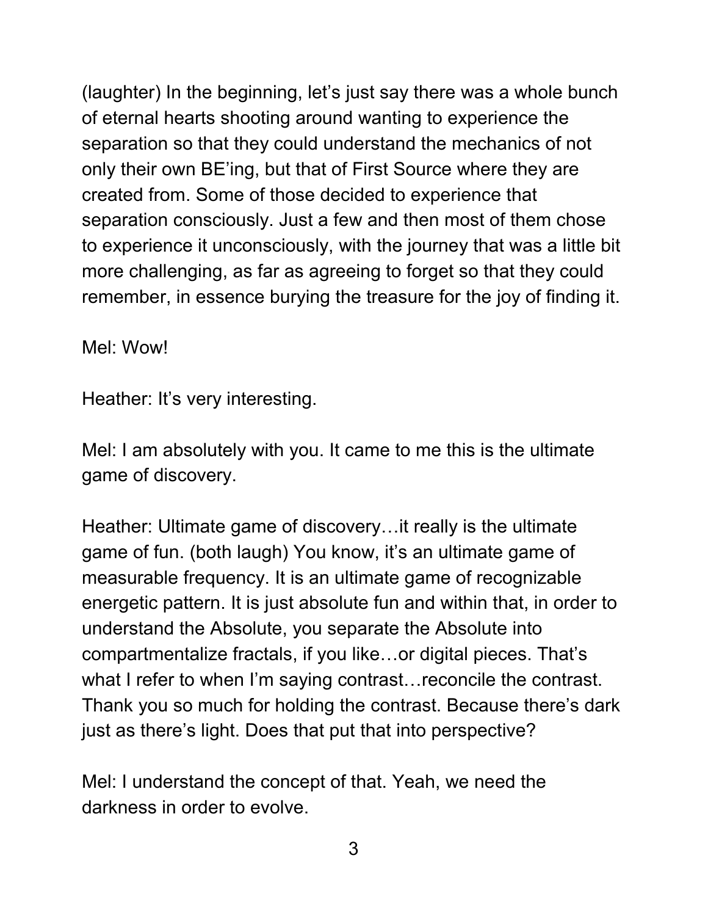(laughter) In the beginning, let's just say there was a whole bunch of eternal hearts shooting around wanting to experience the separation so that they could understand the mechanics of not only their own BE'ing, but that of First Source where they are created from. Some of those decided to experience that separation consciously. Just a few and then most of them chose to experience it unconsciously, with the journey that was a little bit more challenging, as far as agreeing to forget so that they could remember, in essence burying the treasure for the joy of finding it.

Mel: Wow!

Heather: It's very interesting.

Mel: I am absolutely with you. It came to me this is the ultimate game of discovery.

Heather: Ultimate game of discovery…it really is the ultimate game of fun. (both laugh) You know, it's an ultimate game of measurable frequency. It is an ultimate game of recognizable energetic pattern. It is just absolute fun and within that, in order to understand the Absolute, you separate the Absolute into compartmentalize fractals, if you like…or digital pieces. That's what I refer to when I'm saying contrast…reconcile the contrast. Thank you so much for holding the contrast. Because there's dark just as there's light. Does that put that into perspective?

Mel: I understand the concept of that. Yeah, we need the darkness in order to evolve.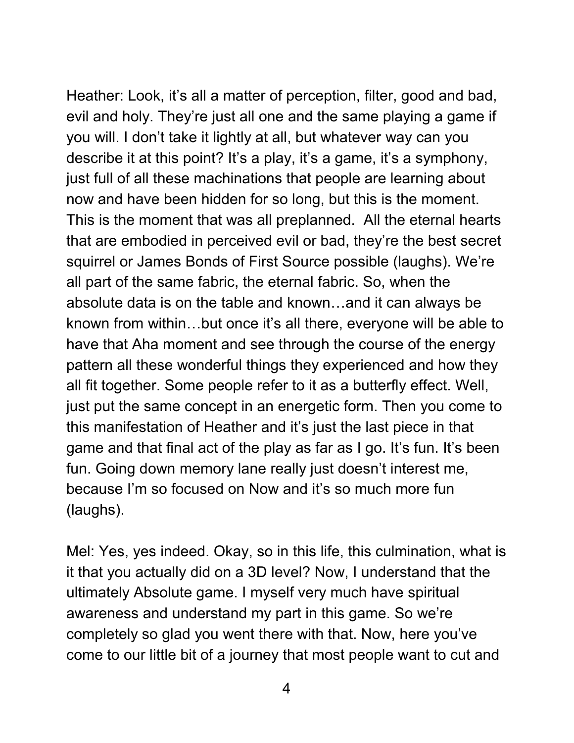Heather: Look, it's all a matter of perception, filter, good and bad, evil and holy. They're just all one and the same playing a game if you will. I don't take it lightly at all, but whatever way can you describe it at this point? It's a play, it's a game, it's a symphony, just full of all these machinations that people are learning about now and have been hidden for so long, but this is the moment. This is the moment that was all preplanned. All the eternal hearts that are embodied in perceived evil or bad, they're the best secret squirrel or James Bonds of First Source possible (laughs). We're all part of the same fabric, the eternal fabric. So, when the absolute data is on the table and known…and it can always be known from within…but once it's all there, everyone will be able to have that Aha moment and see through the course of the energy pattern all these wonderful things they experienced and how they all fit together. Some people refer to it as a butterfly effect. Well, just put the same concept in an energetic form. Then you come to this manifestation of Heather and it's just the last piece in that game and that final act of the play as far as I go. It's fun. It's been fun. Going down memory lane really just doesn't interest me, because I'm so focused on Now and it's so much more fun (laughs).

Mel: Yes, yes indeed. Okay, so in this life, this culmination, what is it that you actually did on a 3D level? Now, I understand that the ultimately Absolute game. I myself very much have spiritual awareness and understand my part in this game. So we're completely so glad you went there with that. Now, here you've come to our little bit of a journey that most people want to cut and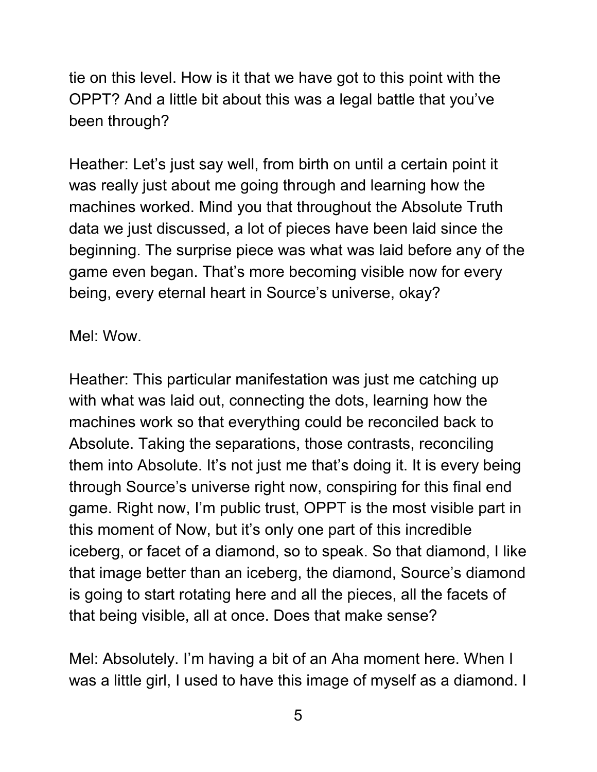tie on this level. How is it that we have got to this point with the OPPT? And a little bit about this was a legal battle that you've been through?

Heather: Let's just say well, from birth on until a certain point it was really just about me going through and learning how the machines worked. Mind you that throughout the Absolute Truth data we just discussed, a lot of pieces have been laid since the beginning. The surprise piece was what was laid before any of the game even began. That's more becoming visible now for every being, every eternal heart in Source's universe, okay?

Mel: Wow.

Heather: This particular manifestation was just me catching up with what was laid out, connecting the dots, learning how the machines work so that everything could be reconciled back to Absolute. Taking the separations, those contrasts, reconciling them into Absolute. It's not just me that's doing it. It is every being through Source's universe right now, conspiring for this final end game. Right now, I'm public trust, OPPT is the most visible part in this moment of Now, but it's only one part of this incredible iceberg, or facet of a diamond, so to speak. So that diamond, I like that image better than an iceberg, the diamond, Source's diamond is going to start rotating here and all the pieces, all the facets of that being visible, all at once. Does that make sense?

Mel: Absolutely. I'm having a bit of an Aha moment here. When I was a little girl, I used to have this image of myself as a diamond. I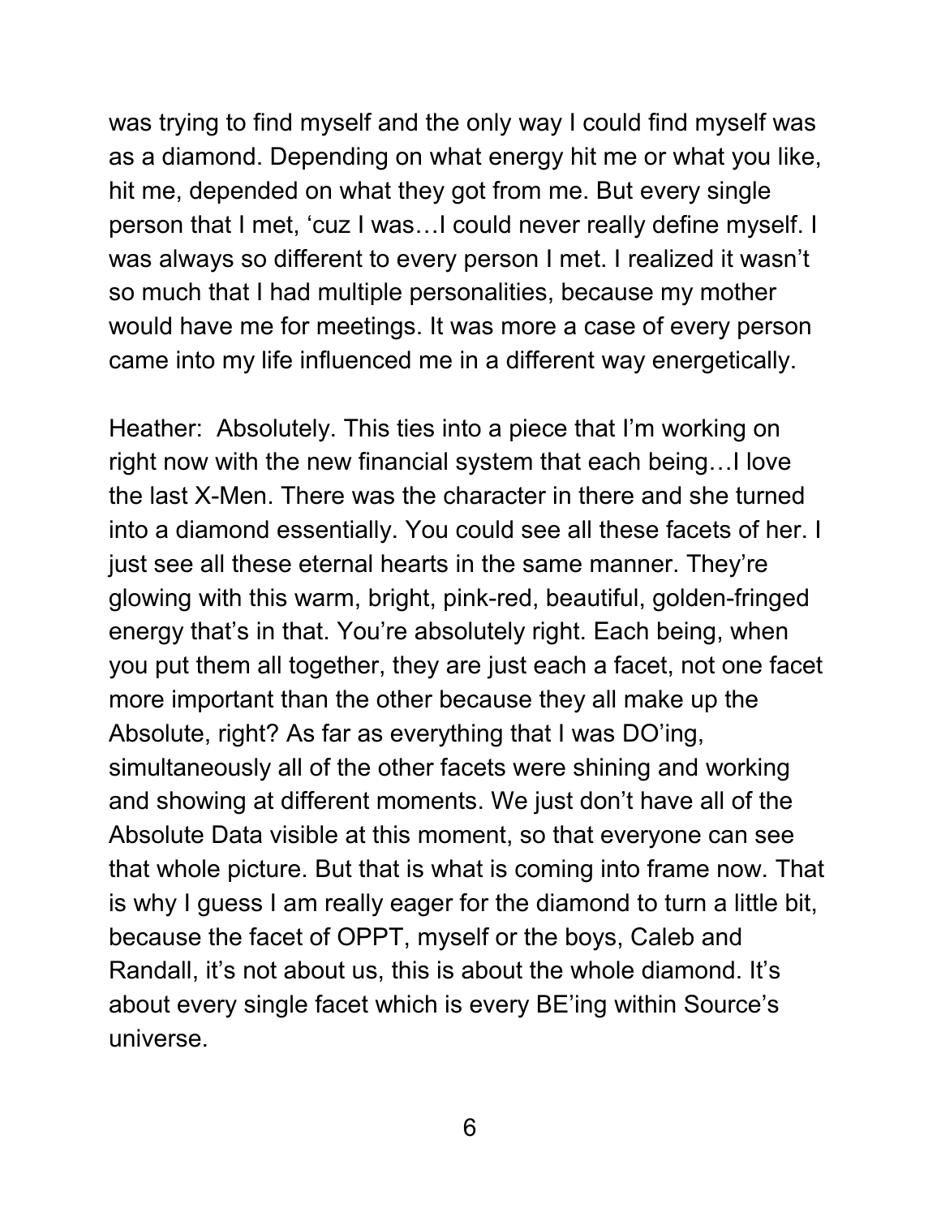was trying to find myself and the only way I could find myself was as a diamond. Depending on what energy hit me or what you like, hit me, depended on what they got from me. But every single person that I met, 'cuz I was…I could never really define myself. I was always so different to every person I met. I realized it wasn't so much that I had multiple personalities, because my mother would have me for meetings. It was more a case of every person came into my life influenced me in a different way energetically.

Heather: Absolutely. This ties into a piece that I'm working on right now with the new financial system that each being…I love the last X-Men. There was the character in there and she turned into a diamond essentially. You could see all these facets of her. I just see all these eternal hearts in the same manner. They're glowing with this warm, bright, pink-red, beautiful, golden-fringed energy that's in that. You're absolutely right. Each being, when you put them all together, they are just each a facet, not one facet more important than the other because they all make up the Absolute, right? As far as everything that I was DO'ing, simultaneously all of the other facets were shining and working and showing at different moments. We just don't have all of the Absolute Data visible at this moment, so that everyone can see that whole picture. But that is what is coming into frame now. That is why I guess I am really eager for the diamond to turn a little bit, because the facet of OPPT, myself or the boys, Caleb and Randall, it's not about us, this is about the whole diamond. It's about every single facet which is every BE'ing within Source's universe.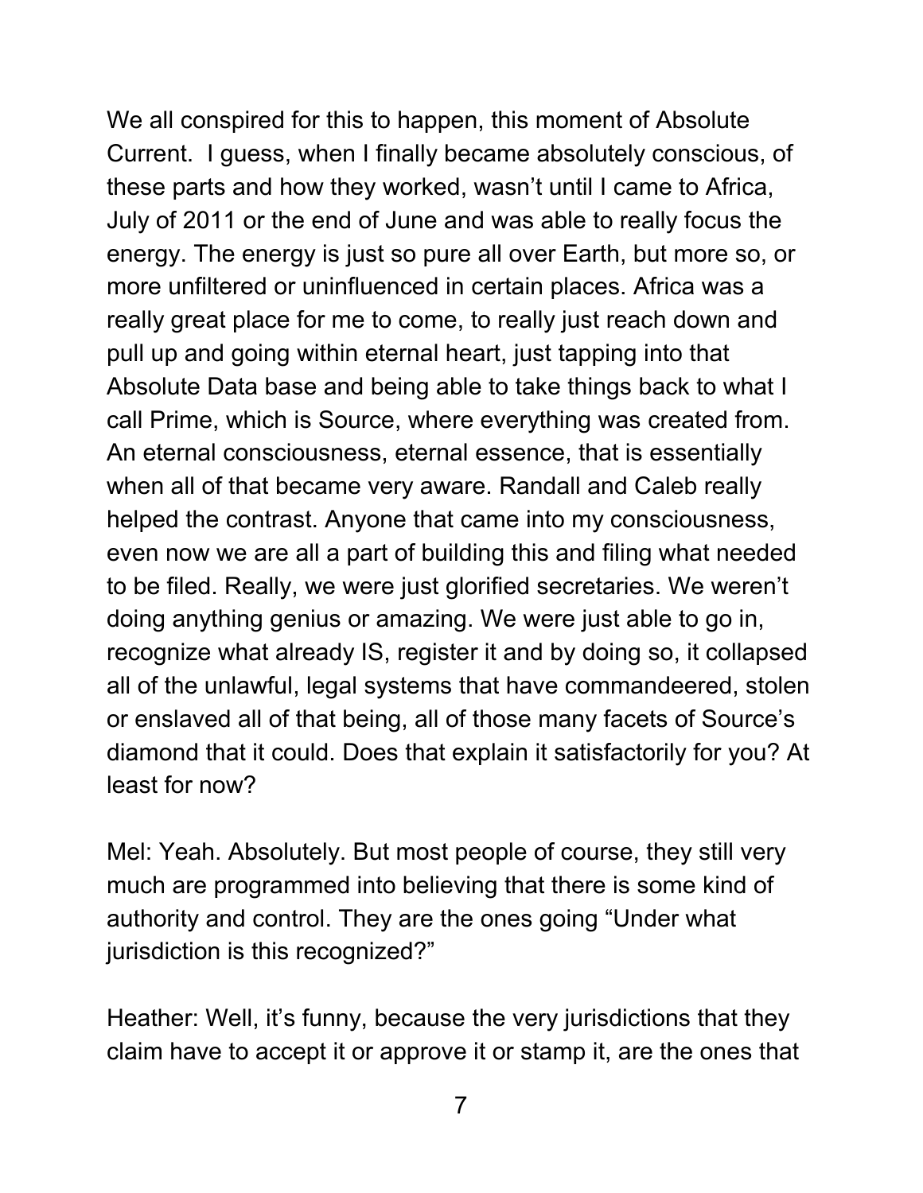We all conspired for this to happen, this moment of Absolute Current. I guess, when I finally became absolutely conscious, of these parts and how they worked, wasn't until I came to Africa, July of 2011 or the end of June and was able to really focus the energy. The energy is just so pure all over Earth, but more so, or more unfiltered or uninfluenced in certain places. Africa was a really great place for me to come, to really just reach down and pull up and going within eternal heart, just tapping into that Absolute Data base and being able to take things back to what I call Prime, which is Source, where everything was created from. An eternal consciousness, eternal essence, that is essentially when all of that became very aware. Randall and Caleb really helped the contrast. Anyone that came into my consciousness, even now we are all a part of building this and filing what needed to be filed. Really, we were just glorified secretaries. We weren't doing anything genius or amazing. We were just able to go in, recognize what already IS, register it and by doing so, it collapsed all of the unlawful, legal systems that have commandeered, stolen or enslaved all of that being, all of those many facets of Source's diamond that it could. Does that explain it satisfactorily for you? At least for now?

Mel: Yeah. Absolutely. But most people of course, they still very much are programmed into believing that there is some kind of authority and control. They are the ones going "Under what jurisdiction is this recognized?"

Heather: Well, it's funny, because the very jurisdictions that they claim have to accept it or approve it or stamp it, are the ones that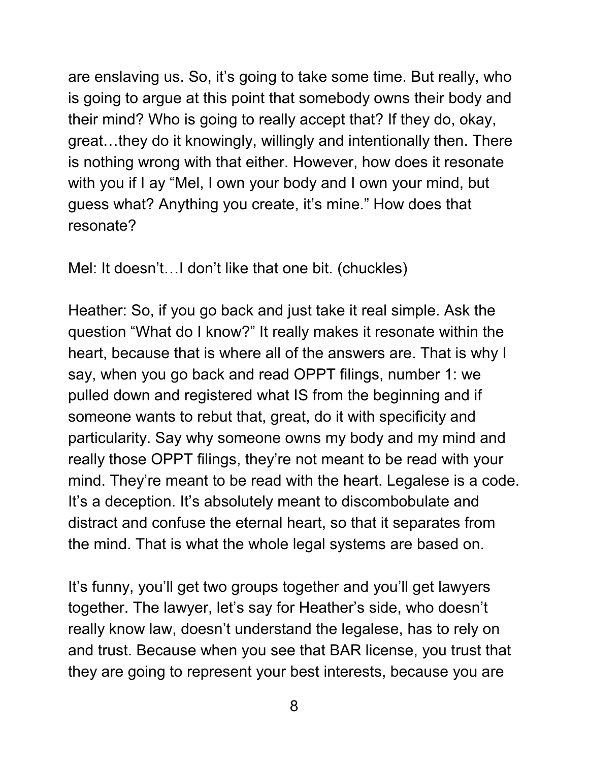are enslaving us. So, it's going to take some time. But really, who is going to argue at this point that somebody owns their body and their mind? Who is going to really accept that? If they do, okay, great…they do it knowingly, willingly and intentionally then. There is nothing wrong with that either. However, how does it resonate with you if I ay "Mel, I own your body and I own your mind, but guess what? Anything you create, it's mine." How does that resonate?

Mel: It doesn't…I don't like that one bit. (chuckles)

Heather: So, if you go back and just take it real simple. Ask the question "What do I know?" It really makes it resonate within the heart, because that is where all of the answers are. That is why I say, when you go back and read OPPT filings, number 1: we pulled down and registered what IS from the beginning and if someone wants to rebut that, great, do it with specificity and particularity. Say why someone owns my body and my mind and really those OPPT filings, they're not meant to be read with your mind. They're meant to be read with the heart. Legalese is a code. It's a deception. It's absolutely meant to discombobulate and distract and confuse the eternal heart, so that it separates from the mind. That is what the whole legal systems are based on.

It's funny, you'll get two groups together and you'll get lawyers together. The lawyer, let's say for Heather's side, who doesn't really know law, doesn't understand the legalese, has to rely on and trust. Because when you see that BAR license, you trust that they are going to represent your best interests, because you are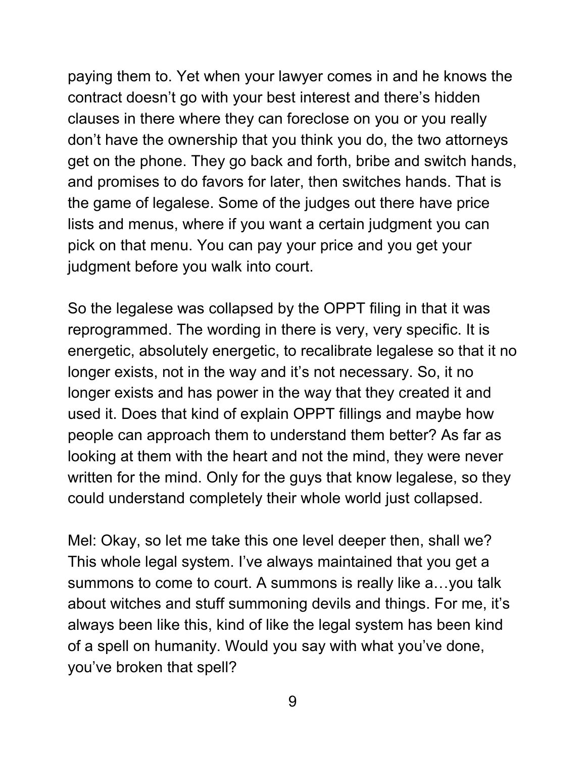paying them to. Yet when your lawyer comes in and he knows the contract doesn't go with your best interest and there's hidden clauses in there where they can foreclose on you or you really don't have the ownership that you think you do, the two attorneys get on the phone. They go back and forth, bribe and switch hands, and promises to do favors for later, then switches hands. That is the game of legalese. Some of the judges out there have price lists and menus, where if you want a certain judgment you can pick on that menu. You can pay your price and you get your judgment before you walk into court.

So the legalese was collapsed by the OPPT filing in that it was reprogrammed. The wording in there is very, very specific. It is energetic, absolutely energetic, to recalibrate legalese so that it no longer exists, not in the way and it's not necessary. So, it no longer exists and has power in the way that they created it and used it. Does that kind of explain OPPT fillings and maybe how people can approach them to understand them better? As far as looking at them with the heart and not the mind, they were never written for the mind. Only for the guys that know legalese, so they could understand completely their whole world just collapsed.

Mel: Okay, so let me take this one level deeper then, shall we? This whole legal system. I've always maintained that you get a summons to come to court. A summons is really like a…you talk about witches and stuff summoning devils and things. For me, it's always been like this, kind of like the legal system has been kind of a spell on humanity. Would you say with what you've done, you've broken that spell?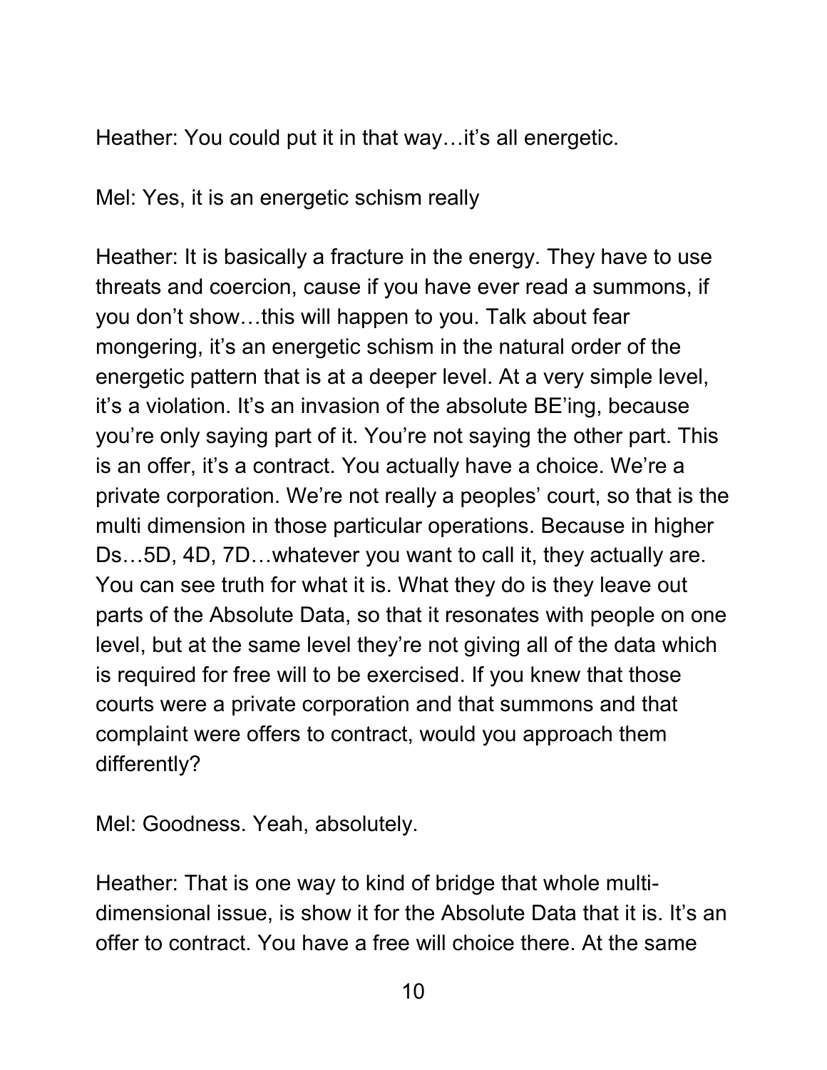Heather: You could put it in that way…it's all energetic.

Mel: Yes, it is an energetic schism really

Heather: It is basically a fracture in the energy. They have to use threats and coercion, cause if you have ever read a summons, if you don't show…this will happen to you. Talk about fear mongering, it's an energetic schism in the natural order of the energetic pattern that is at a deeper level. At a very simple level, it's a violation. It's an invasion of the absolute BE'ing, because you're only saying part of it. You're not saying the other part. This is an offer, it's a contract. You actually have a choice. We're a private corporation. We're not really a peoples' court, so that is the multi dimension in those particular operations. Because in higher Ds…5D, 4D, 7D…whatever you want to call it, they actually are. You can see truth for what it is. What they do is they leave out parts of the Absolute Data, so that it resonates with people on one level, but at the same level they're not giving all of the data which is required for free will to be exercised. If you knew that those courts were a private corporation and that summons and that complaint were offers to contract, would you approach them differently?

Mel: Goodness. Yeah, absolutely.

Heather: That is one way to kind of bridge that whole multi-dimensional issue, is show it for the Absolute Data that it is. It's an offer to contract. You have a free will choice there. At the same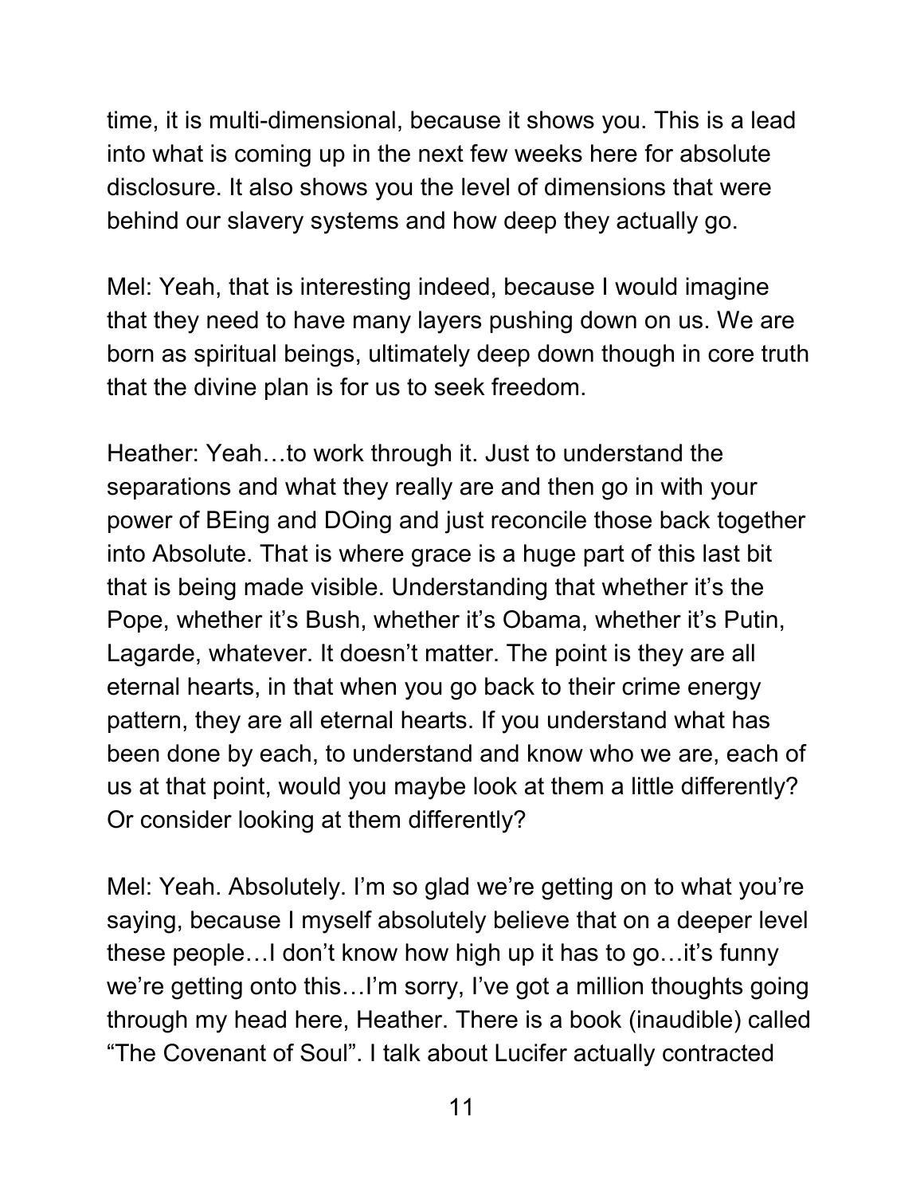time, it is multi-dimensional, because it shows you. This is a lead into what is coming up in the next few weeks here for absolute disclosure. It also shows you the level of dimensions that were behind our slavery systems and how deep they actually go.

Mel: Yeah, that is interesting indeed, because I would imagine that they need to have many layers pushing down on us. We are born as spiritual beings, ultimately deep down though in core truth that the divine plan is for us to seek freedom.

Heather: Yeah…to work through it. Just to understand the separations and what they really are and then go in with your power of BEing and DOing and just reconcile those back together into Absolute. That is where grace is a huge part of this last bit that is being made visible. Understanding that whether it's the Pope, whether it's Bush, whether it's Obama, whether it's Putin, Lagarde, whatever. It doesn't matter. The point is they are all eternal hearts, in that when you go back to their crime energy pattern, they are all eternal hearts. If you understand what has been done by each, to understand and know who we are, each of us at that point, would you maybe look at them a little differently? Or consider looking at them differently?

Mel: Yeah. Absolutely. I'm so glad we're getting on to what you're saying, because I myself absolutely believe that on a deeper level these people…I don't know how high up it has to go…it's funny we're getting onto this…I'm sorry, I've got a million thoughts going through my head here, Heather. There is a book (inaudible) called "The Covenant of Soul". I talk about Lucifer actually contracted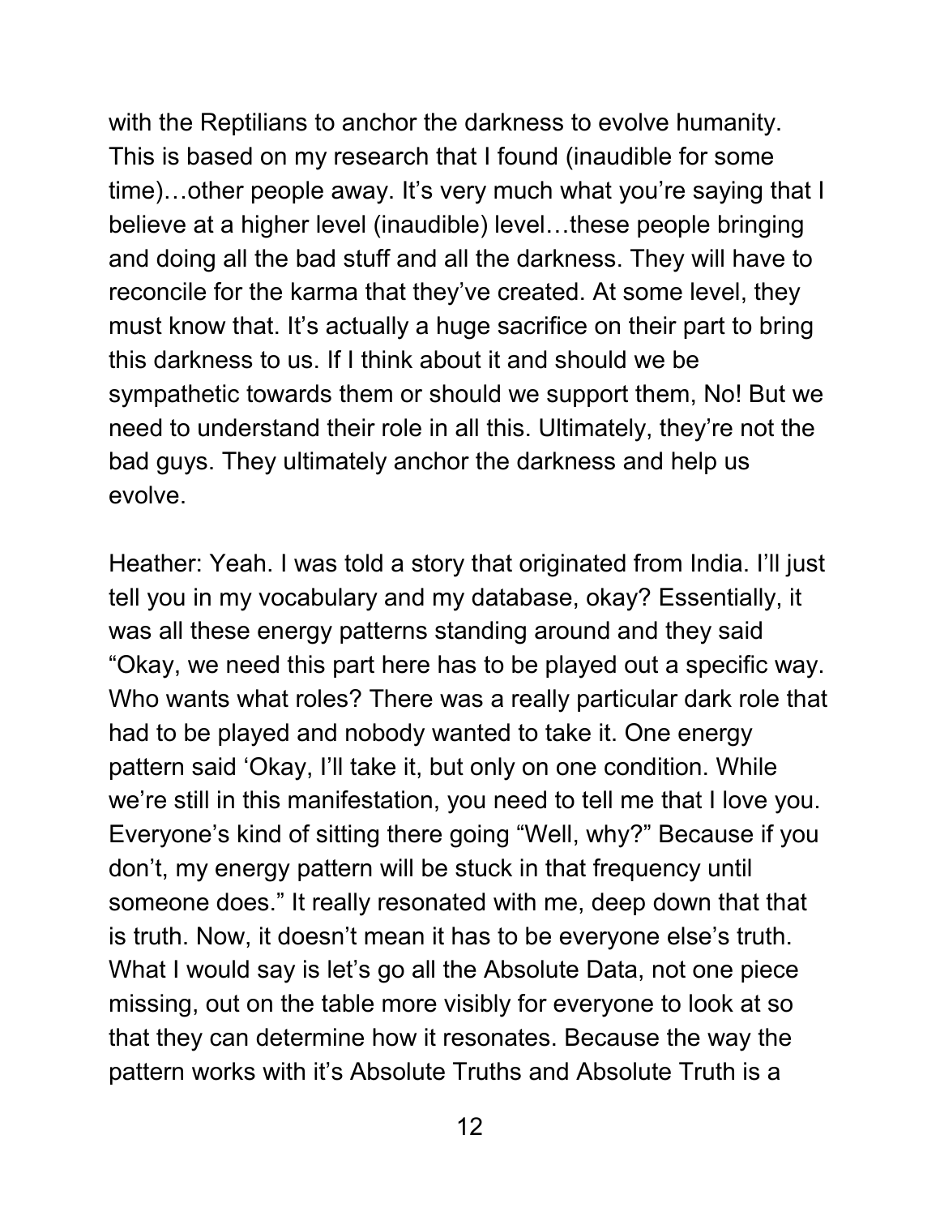with the Reptilians to anchor the darkness to evolve humanity. This is based on my research that I found (inaudible for some time)…other people away. It's very much what you're saying that I believe at a higher level (inaudible) level…these people bringing and doing all the bad stuff and all the darkness. They will have to reconcile for the karma that they've created. At some level, they must know that. It's actually a huge sacrifice on their part to bring this darkness to us. If I think about it and should we be sympathetic towards them or should we support them, No! But we need to understand their role in all this. Ultimately, they're not the bad guys. They ultimately anchor the darkness and help us evolve.

Heather: Yeah. I was told a story that originated from India. I'll just tell you in my vocabulary and my database, okay? Essentially, it was all these energy patterns standing around and they said "Okay, we need this part here has to be played out a specific way. Who wants what roles? There was a really particular dark role that had to be played and nobody wanted to take it. One energy pattern said 'Okay, I'll take it, but only on one condition. While we're still in this manifestation, you need to tell me that I love you. Everyone's kind of sitting there going "Well, why?" Because if you don't, my energy pattern will be stuck in that frequency until someone does." It really resonated with me, deep down that that is truth. Now, it doesn't mean it has to be everyone else's truth. What I would say is let's go all the Absolute Data, not one piece missing, out on the table more visibly for everyone to look at so that they can determine how it resonates. Because the way the pattern works with it's Absolute Truths and Absolute Truth is a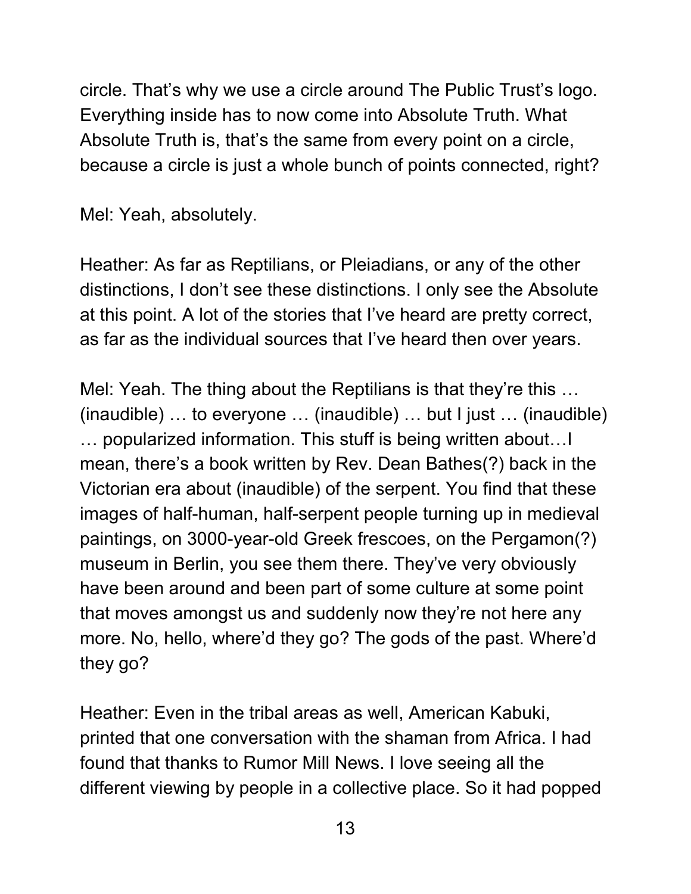circle. That's why we use a circle around The Public Trust's logo. Everything inside has to now come into Absolute Truth. What Absolute Truth is, that's the same from every point on a circle, because a circle is just a whole bunch of points connected, right?

Mel: Yeah, absolutely.

Heather: As far as Reptilians, or Pleiadians, or any of the other distinctions, I don't see these distinctions. I only see the Absolute at this point. A lot of the stories that I've heard are pretty correct, as far as the individual sources that I've heard then over years.

Mel: Yeah. The thing about the Reptilians is that they're this … (inaudible) … to everyone … (inaudible) … but I just … (inaudible) … popularized information. This stuff is being written about…I mean, there's a book written by Rev. Dean Bathes(?) back in the Victorian era about (inaudible) of the serpent. You find that these images of half-human, half-serpent people turning up in medieval paintings, on 3000-year-old Greek frescoes, on the Pergamon(?) museum in Berlin, you see them there. They've very obviously have been around and been part of some culture at some point that moves amongst us and suddenly now they're not here any more. No, hello, where'd they go? The gods of the past. Where'd they go?

Heather: Even in the tribal areas as well, American Kabuki, printed that one conversation with the shaman from Africa. I had found that thanks to Rumor Mill News. I love seeing all the different viewing by people in a collective place. So it had popped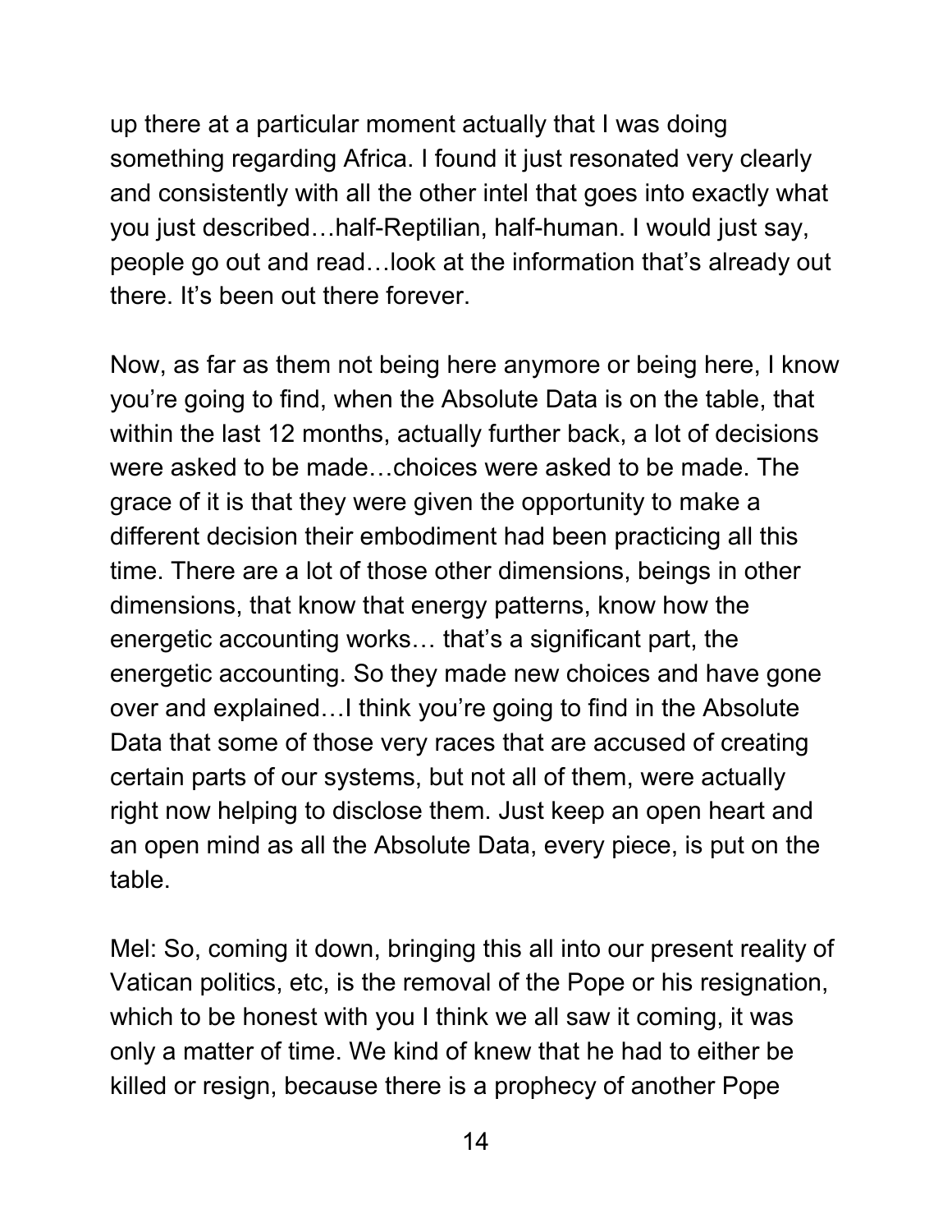up there at a particular moment actually that I was doing something regarding Africa. I found it just resonated very clearly and consistently with all the other intel that goes into exactly what you just described…half-Reptilian, half-human. I would just say, people go out and read…look at the information that's already out there. It's been out there forever.

Now, as far as them not being here anymore or being here, I know you're going to find, when the Absolute Data is on the table, that within the last 12 months, actually further back, a lot of decisions were asked to be made…choices were asked to be made. The grace of it is that they were given the opportunity to make a different decision their embodiment had been practicing all this time. There are a lot of those other dimensions, beings in other dimensions, that know that energy patterns, know how the energetic accounting works… that's a significant part, the energetic accounting. So they made new choices and have gone over and explained…I think you're going to find in the Absolute Data that some of those very races that are accused of creating certain parts of our systems, but not all of them, were actually right now helping to disclose them. Just keep an open heart and an open mind as all the Absolute Data, every piece, is put on the table.

Mel: So, coming it down, bringing this all into our present reality of Vatican politics, etc, is the removal of the Pope or his resignation, which to be honest with you I think we all saw it coming, it was only a matter of time. We kind of knew that he had to either be killed or resign, because there is a prophecy of another Pope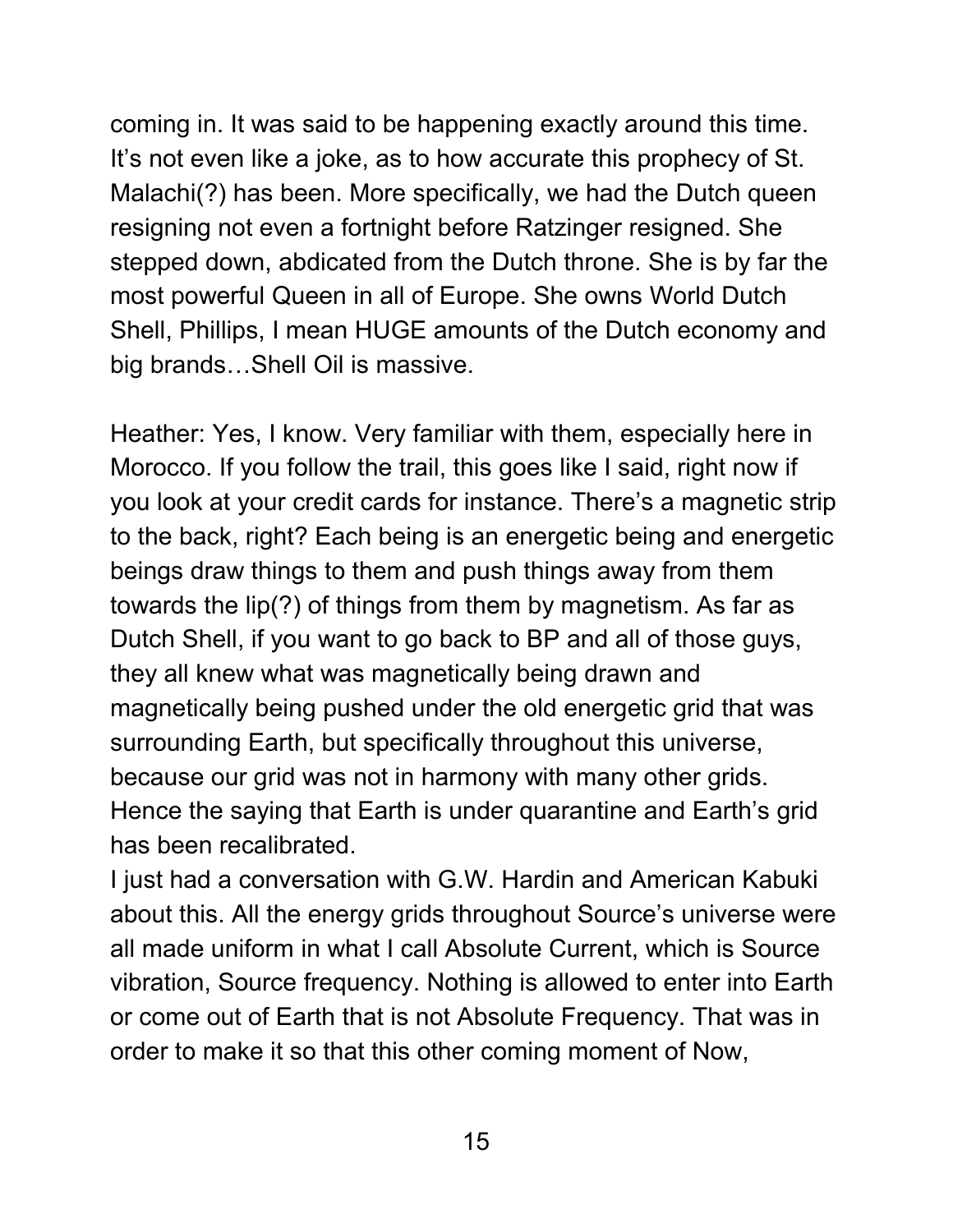coming in. It was said to be happening exactly around this time. It's not even like a joke, as to how accurate this prophecy of St. Malachi(?) has been. More specifically, we had the Dutch queen resigning not even a fortnight before Ratzinger resigned. She stepped down, abdicated from the Dutch throne. She is by far the most powerful Queen in all of Europe. She owns World Dutch Shell, Phillips, I mean HUGE amounts of the Dutch economy and big brands…Shell Oil is massive.

Heather: Yes, I know. Very familiar with them, especially here in Morocco. If you follow the trail, this goes like I said, right now if you look at your credit cards for instance. There's a magnetic strip to the back, right? Each being is an energetic being and energetic beings draw things to them and push things away from them towards the lip(?) of things from them by magnetism. As far as Dutch Shell, if you want to go back to BP and all of those guys, they all knew what was magnetically being drawn and magnetically being pushed under the old energetic grid that was surrounding Earth, but specifically throughout this universe, because our grid was not in harmony with many other grids. Hence the saying that Earth is under quarantine and Earth's grid has been recalibrated.
I just had a conversation with G.W. Hardin and American Kabuki about this. All the energy grids throughout Source's universe were all made uniform in what I call Absolute Current, which is Source vibration, Source frequency. Nothing is allowed to enter into Earth or come out of Earth that is not Absolute Frequency. That was in order to make it so that this other coming moment of Now,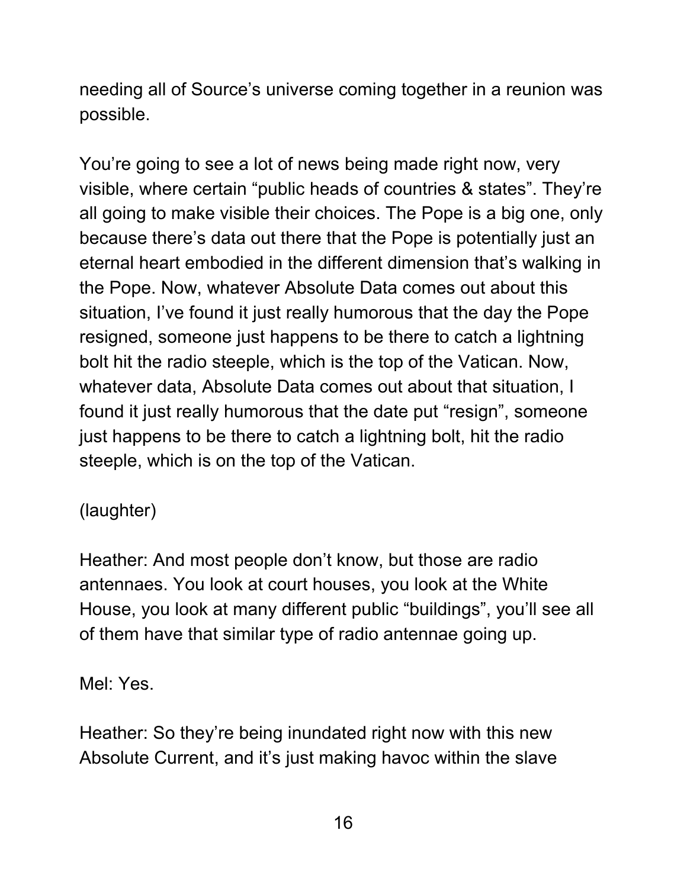needing all of Source's universe coming together in a reunion was possible.

You're going to see a lot of news being made right now, very visible, where certain "public heads of countries & states". They're all going to make visible their choices. The Pope is a big one, only because there's data out there that the Pope is potentially just an eternal heart embodied in the different dimension that's walking in the Pope. Now, whatever Absolute Data comes out about this situation, I've found it just really humorous that the day the Pope resigned, someone just happens to be there to catch a lightning bolt hit the radio steeple, which is the top of the Vatican. Now, whatever data, Absolute Data comes out about that situation, I found it just really humorous that the date put "resign", someone just happens to be there to catch a lightning bolt, hit the radio steeple, which is on the top of the Vatican.

(laughter)

Heather: And most people don't know, but those are radio antennaes. You look at court houses, you look at the White House, you look at many different public "buildings", you'll see all of them have that similar type of radio antennae going up.

Mel: Yes.

Heather: So they're being inundated right now with this new Absolute Current, and it's just making havoc within the slave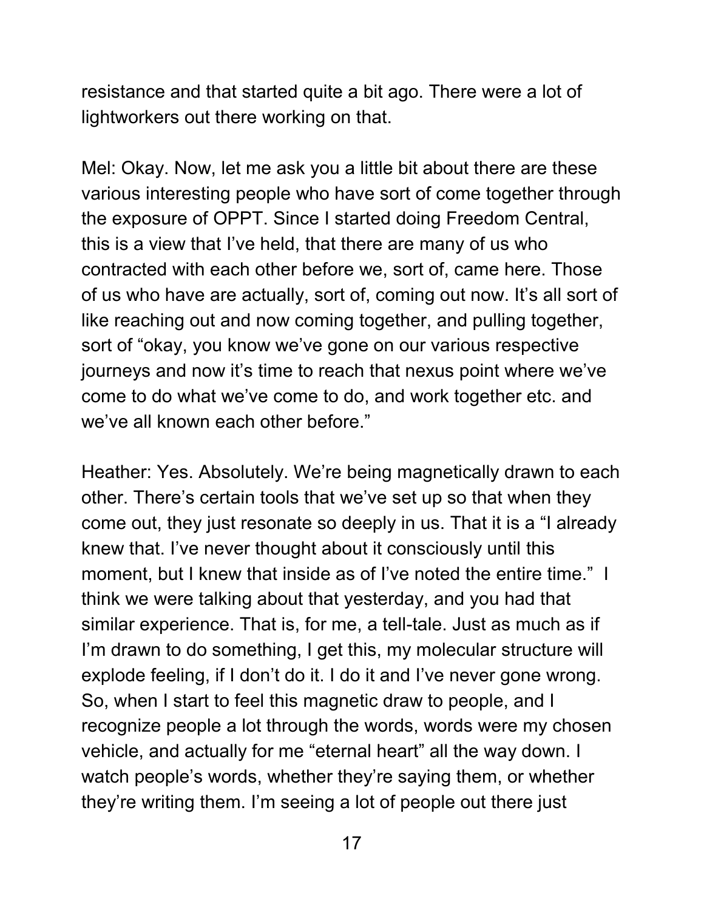resistance and that started quite a bit ago. There were a lot of lightworkers out there working on that.

Mel: Okay. Now, let me ask you a little bit about there are these various interesting people who have sort of come together through the exposure of OPPT. Since I started doing Freedom Central, this is a view that I've held, that there are many of us who contracted with each other before we, sort of, came here. Those of us who have are actually, sort of, coming out now. It's all sort of like reaching out and now coming together, and pulling together, sort of "okay, you know we've gone on our various respective journeys and now it's time to reach that nexus point where we've come to do what we've come to do, and work together etc. and we've all known each other before."

Heather: Yes. Absolutely. We're being magnetically drawn to each other. There's certain tools that we've set up so that when they come out, they just resonate so deeply in us. That it is a "I already knew that. I've never thought about it consciously until this moment, but I knew that inside as of I've noted the entire time." I think we were talking about that yesterday, and you had that similar experience. That is, for me, a tell-tale. Just as much as if I'm drawn to do something, I get this, my molecular structure will explode feeling, if I don't do it. I do it and I've never gone wrong. So, when I start to feel this magnetic draw to people, and I recognize people a lot through the words, words were my chosen vehicle, and actually for me "eternal heart" all the way down. I watch people's words, whether they're saying them, or whether they're writing them. I'm seeing a lot of people out there just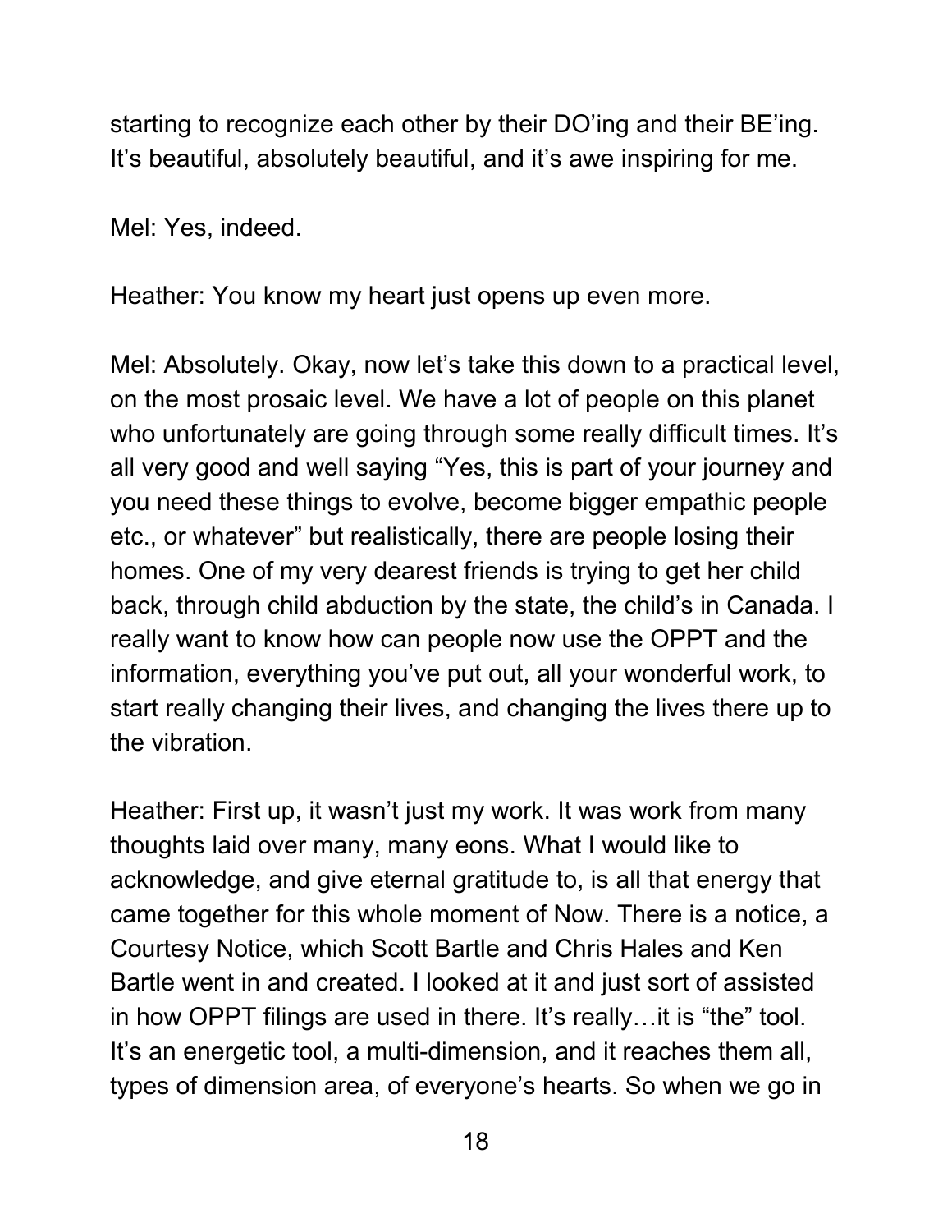starting to recognize each other by their DO'ing and their BE'ing. It's beautiful, absolutely beautiful, and it's awe inspiring for me.

Mel: Yes, indeed.

Heather: You know my heart just opens up even more.

Mel: Absolutely. Okay, now let's take this down to a practical level, on the most prosaic level. We have a lot of people on this planet who unfortunately are going through some really difficult times. It's all very good and well saying "Yes, this is part of your journey and you need these things to evolve, become bigger empathic people etc., or whatever" but realistically, there are people losing their homes. One of my very dearest friends is trying to get her child back, through child abduction by the state, the child's in Canada. I really want to know how can people now use the OPPT and the information, everything you've put out, all your wonderful work, to start really changing their lives, and changing the lives there up to the vibration.

Heather: First up, it wasn't just my work. It was work from many thoughts laid over many, many eons. What I would like to acknowledge, and give eternal gratitude to, is all that energy that came together for this whole moment of Now. There is a notice, a Courtesy Notice, which Scott Bartle and Chris Hales and Ken Bartle went in and created. I looked at it and just sort of assisted in how OPPT filings are used in there. It's really…it is "the" tool. It's an energetic tool, a multi-dimension, and it reaches them all, types of dimension area, of everyone's hearts. So when we go in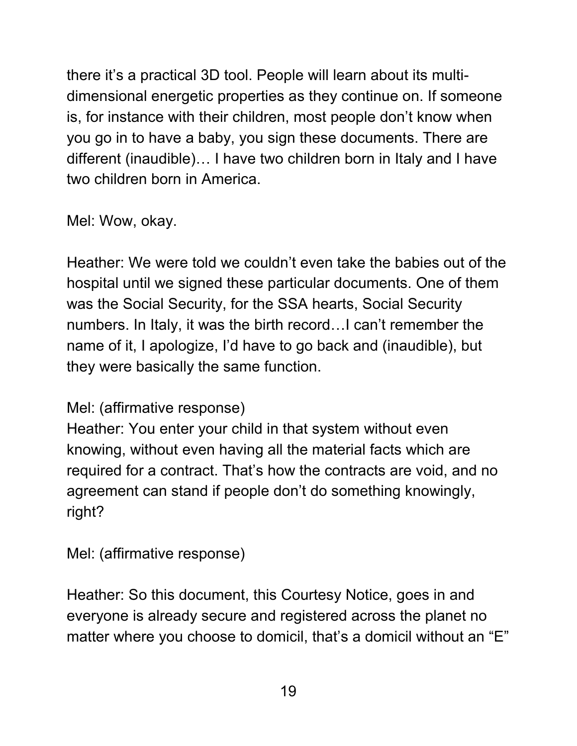there it's a practical 3D tool. People will learn about its multi-dimensional energetic properties as they continue on. If someone is, for instance with their children, most people don't know when you go in to have a baby, you sign these documents. There are different (inaudible)… I have two children born in Italy and I have two children born in America.

Mel: Wow, okay.

Heather: We were told we couldn't even take the babies out of the hospital until we signed these particular documents. One of them was the Social Security, for the SSA hearts, Social Security numbers. In Italy, it was the birth record…I can't remember the name of it, I apologize, I'd have to go back and (inaudible), but they were basically the same function.

Mel: (affirmative response)
Heather: You enter your child in that system without even knowing, without even having all the material facts which are required for a contract. That's how the contracts are void, and no agreement can stand if people don't do something knowingly, right?

Mel: (affirmative response)

Heather: So this document, this Courtesy Notice, goes in and everyone is already secure and registered across the planet no matter where you choose to domicil, that's a domicil without an "E"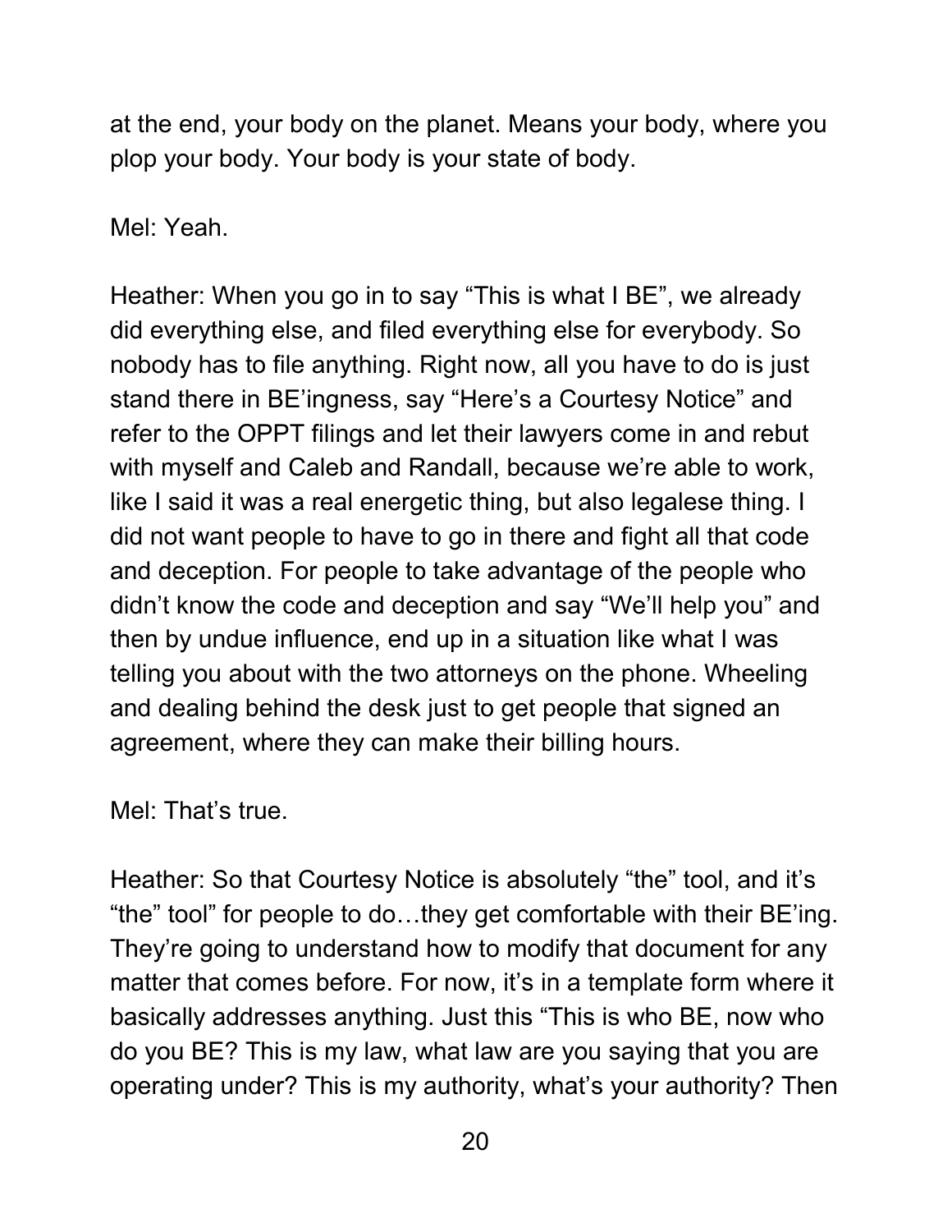at the end, your body on the planet. Means your body, where you plop your body. Your body is your state of body.

Mel: Yeah.

Heather: When you go in to say "This is what I BE", we already did everything else, and filed everything else for everybody. So nobody has to file anything. Right now, all you have to do is just stand there in BE'ingness, say "Here's a Courtesy Notice" and refer to the OPPT filings and let their lawyers come in and rebut with myself and Caleb and Randall, because we're able to work, like I said it was a real energetic thing, but also legalese thing. I did not want people to have to go in there and fight all that code and deception. For people to take advantage of the people who didn't know the code and deception and say "We'll help you" and then by undue influence, end up in a situation like what I was telling you about with the two attorneys on the phone. Wheeling and dealing behind the desk just to get people that signed an agreement, where they can make their billing hours.

Mel: That's true.

Heather: So that Courtesy Notice is absolutely "the" tool, and it's "the" tool" for people to do…they get comfortable with their BE'ing. They're going to understand how to modify that document for any matter that comes before. For now, it's in a template form where it basically addresses anything. Just this "This is who BE, now who do you BE? This is my law, what law are you saying that you are operating under? This is my authority, what's your authority? Then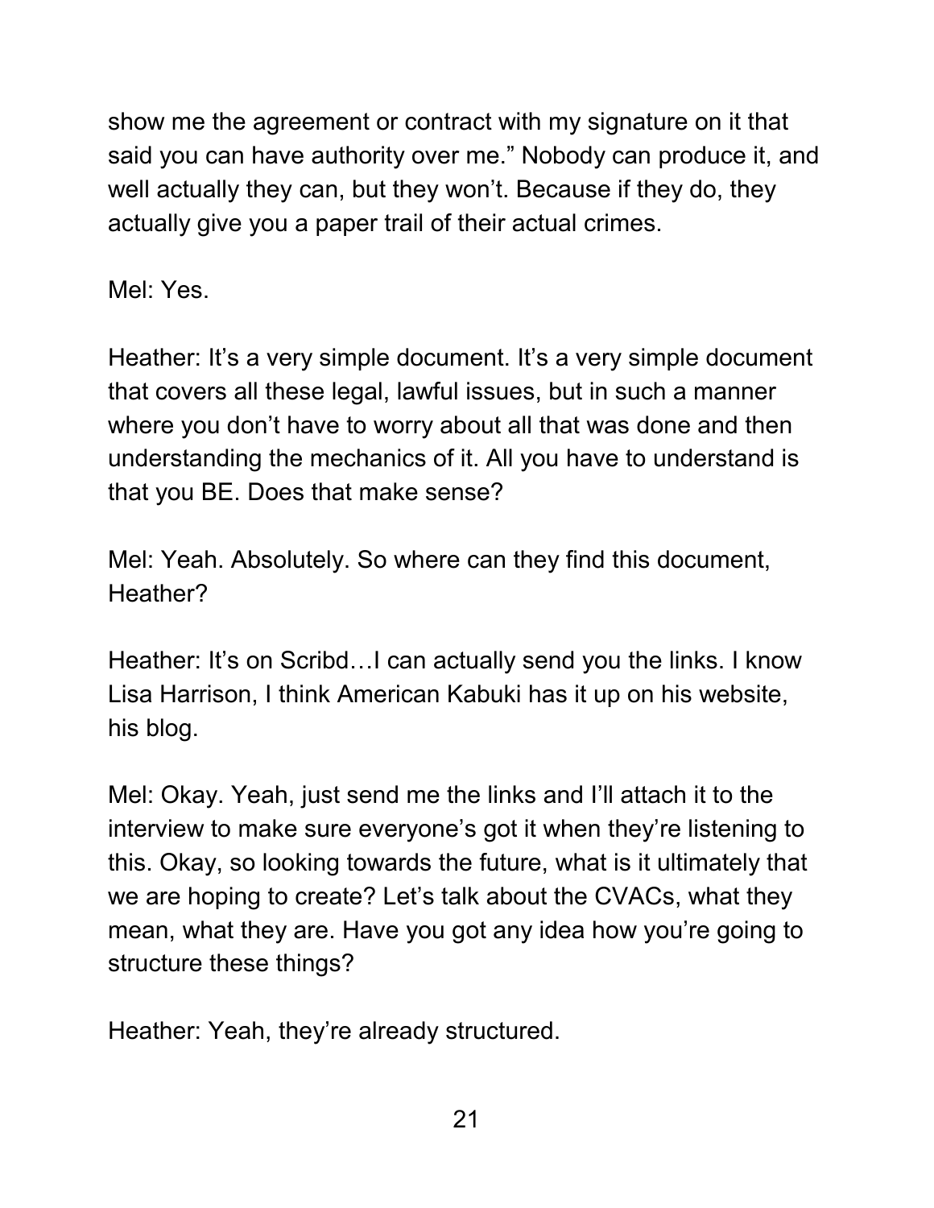show me the agreement or contract with my signature on it that said you can have authority over me." Nobody can produce it, and well actually they can, but they won't. Because if they do, they actually give you a paper trail of their actual crimes.

Mel: Yes.

Heather: It's a very simple document. It's a very simple document that covers all these legal, lawful issues, but in such a manner where you don't have to worry about all that was done and then understanding the mechanics of it. All you have to understand is that you BE. Does that make sense?

Mel: Yeah. Absolutely. So where can they find this document, Heather?

Heather: It's on Scribd…I can actually send you the links. I know Lisa Harrison, I think American Kabuki has it up on his website, his blog.

Mel: Okay. Yeah, just send me the links and I'll attach it to the interview to make sure everyone's got it when they're listening to this. Okay, so looking towards the future, what is it ultimately that we are hoping to create? Let's talk about the CVACs, what they mean, what they are. Have you got any idea how you're going to structure these things?

Heather: Yeah, they're already structured.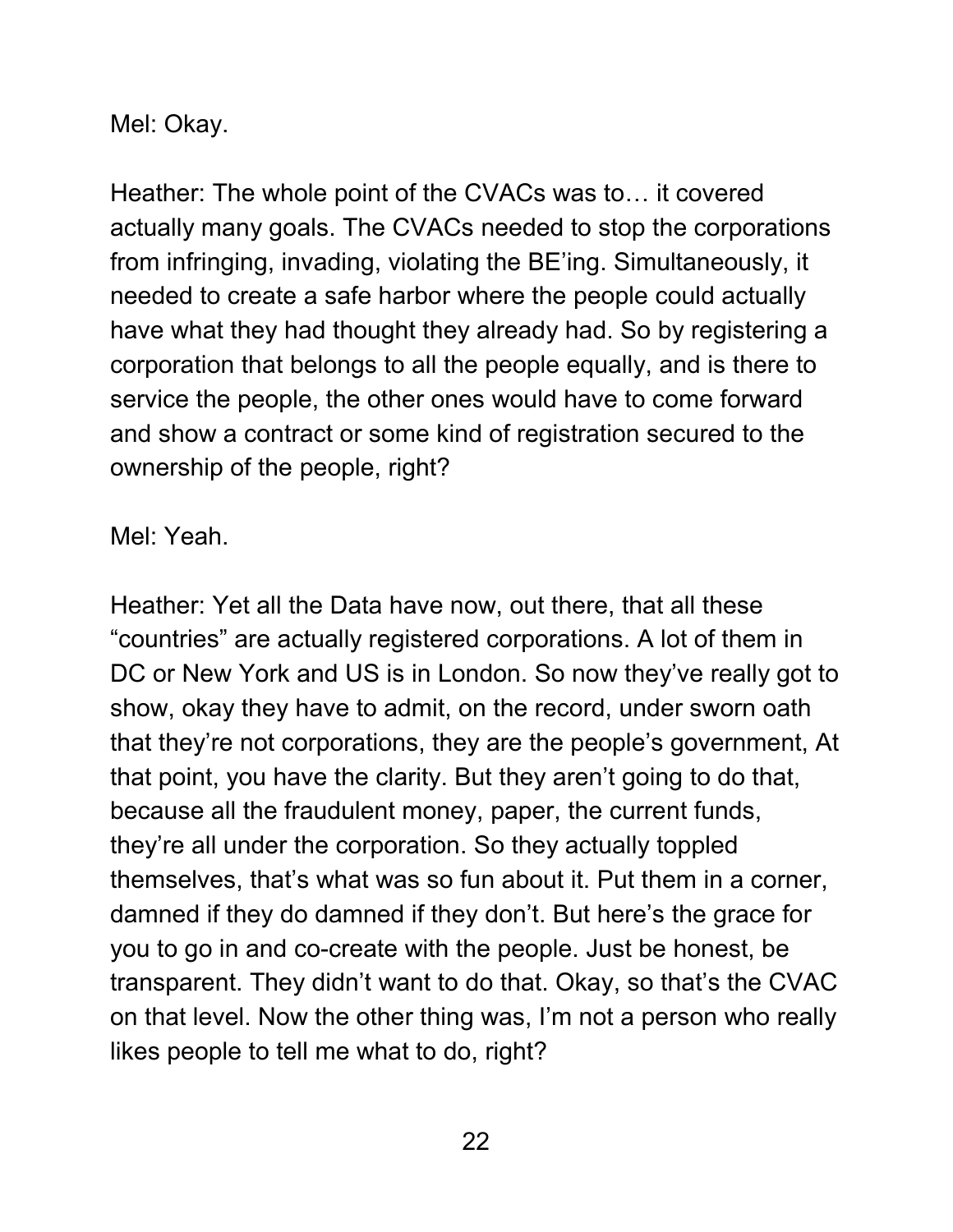Mel: Okay.

Heather: The whole point of the CVACs was to… it covered actually many goals. The CVACs needed to stop the corporations from infringing, invading, violating the BE'ing. Simultaneously, it needed to create a safe harbor where the people could actually have what they had thought they already had. So by registering a corporation that belongs to all the people equally, and is there to service the people, the other ones would have to come forward and show a contract or some kind of registration secured to the ownership of the people, right?

Mel: Yeah.

Heather: Yet all the Data have now, out there, that all these "countries" are actually registered corporations. A lot of them in DC or New York and US is in London. So now they've really got to show, okay they have to admit, on the record, under sworn oath that they're not corporations, they are the people's government, At that point, you have the clarity. But they aren't going to do that, because all the fraudulent money, paper, the current funds, they're all under the corporation. So they actually toppled themselves, that's what was so fun about it. Put them in a corner, damned if they do damned if they don't. But here's the grace for you to go in and co-create with the people. Just be honest, be transparent. They didn't want to do that. Okay, so that's the CVAC on that level. Now the other thing was, I'm not a person who really likes people to tell me what to do, right?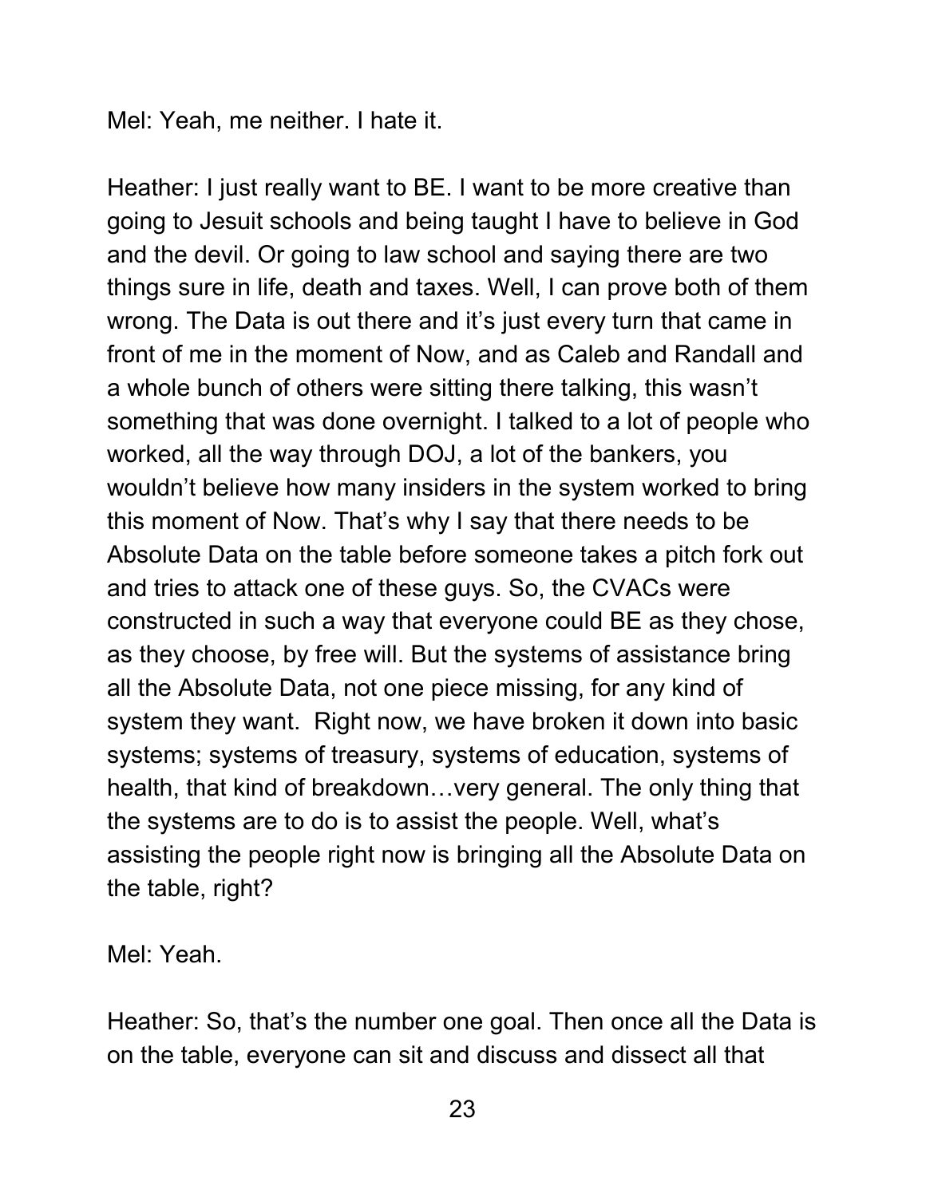Mel: Yeah, me neither. I hate it.

Heather: I just really want to BE. I want to be more creative than going to Jesuit schools and being taught I have to believe in God and the devil. Or going to law school and saying there are two things sure in life, death and taxes. Well, I can prove both of them wrong. The Data is out there and it's just every turn that came in front of me in the moment of Now, and as Caleb and Randall and a whole bunch of others were sitting there talking, this wasn't something that was done overnight. I talked to a lot of people who worked, all the way through DOJ, a lot of the bankers, you wouldn't believe how many insiders in the system worked to bring this moment of Now. That's why I say that there needs to be Absolute Data on the table before someone takes a pitch fork out and tries to attack one of these guys. So, the CVACs were constructed in such a way that everyone could BE as they chose, as they choose, by free will. But the systems of assistance bring all the Absolute Data, not one piece missing, for any kind of system they want. Right now, we have broken it down into basic systems; systems of treasury, systems of education, systems of health, that kind of breakdown…very general. The only thing that the systems are to do is to assist the people. Well, what's assisting the people right now is bringing all the Absolute Data on the table, right?

Mel: Yeah.

Heather: So, that's the number one goal. Then once all the Data is on the table, everyone can sit and discuss and dissect all that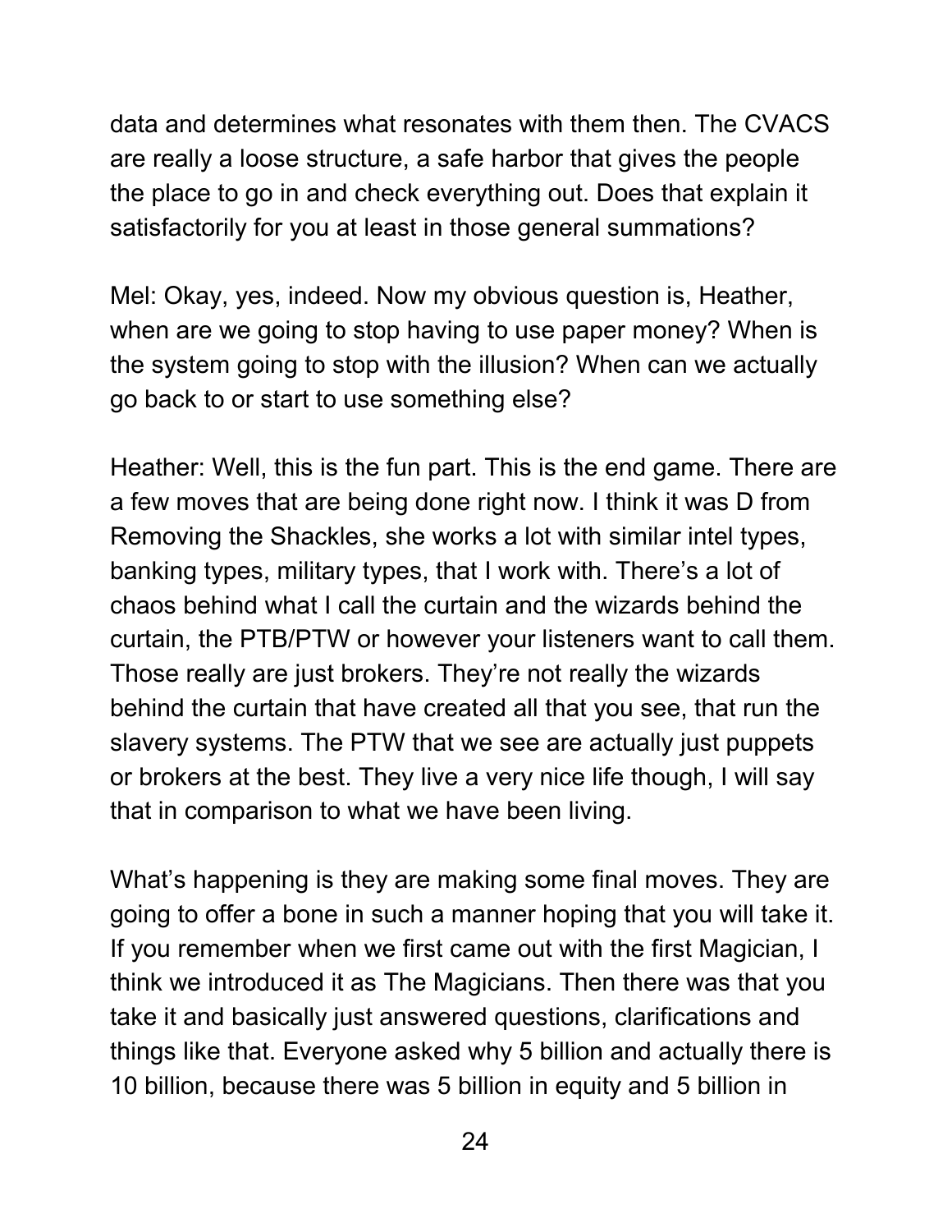data and determines what resonates with them then. The CVACS are really a loose structure, a safe harbor that gives the people the place to go in and check everything out. Does that explain it satisfactorily for you at least in those general summations?

Mel: Okay, yes, indeed. Now my obvious question is, Heather, when are we going to stop having to use paper money? When is the system going to stop with the illusion? When can we actually go back to or start to use something else?

Heather: Well, this is the fun part. This is the end game. There are a few moves that are being done right now. I think it was D from Removing the Shackles, she works a lot with similar intel types, banking types, military types, that I work with. There's a lot of chaos behind what I call the curtain and the wizards behind the curtain, the PTB/PTW or however your listeners want to call them. Those really are just brokers. They're not really the wizards behind the curtain that have created all that you see, that run the slavery systems. The PTW that we see are actually just puppets or brokers at the best. They live a very nice life though, I will say that in comparison to what we have been living.

What's happening is they are making some final moves. They are going to offer a bone in such a manner hoping that you will take it. If you remember when we first came out with the first Magician, I think we introduced it as The Magicians. Then there was that you take it and basically just answered questions, clarifications and things like that. Everyone asked why 5 billion and actually there is 10 billion, because there was 5 billion in equity and 5 billion in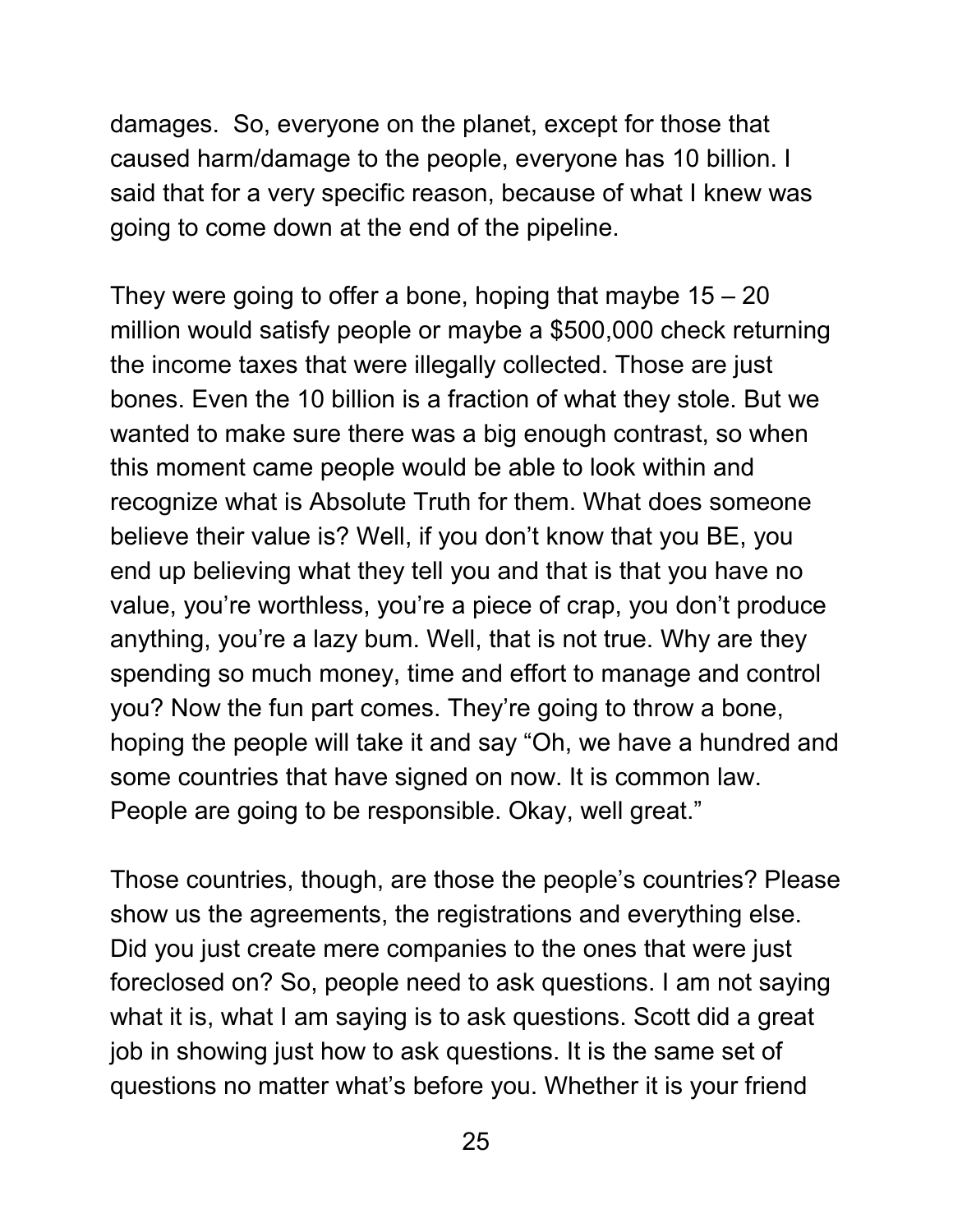damages. So, everyone on the planet, except for those that caused harm/damage to the people, everyone has 10 billion. I said that for a very specific reason, because of what I knew was going to come down at the end of the pipeline.

They were going to offer a bone, hoping that maybe 15 – 20 million would satisfy people or maybe a $500,000 check returning the income taxes that were illegally collected. Those are just bones. Even the 10 billion is a fraction of what they stole. But we wanted to make sure there was a big enough contrast, so when this moment came people would be able to look within and recognize what is Absolute Truth for them. What does someone believe their value is? Well, if you don't know that you BE, you end up believing what they tell you and that is that you have no value, you're worthless, you're a piece of crap, you don't produce anything, you're a lazy bum. Well, that is not true. Why are they spending so much money, time and effort to manage and control you? Now the fun part comes. They're going to throw a bone, hoping the people will take it and say "Oh, we have a hundred and some countries that have signed on now. It is common law. People are going to be responsible. Okay, well great."

Those countries, though, are those the people's countries? Please show us the agreements, the registrations and everything else. Did you just create mere companies to the ones that were just foreclosed on? So, people need to ask questions. I am not saying what it is, what I am saying is to ask questions. Scott did a great job in showing just how to ask questions. It is the same set of questions no matter what's before you. Whether it is your friend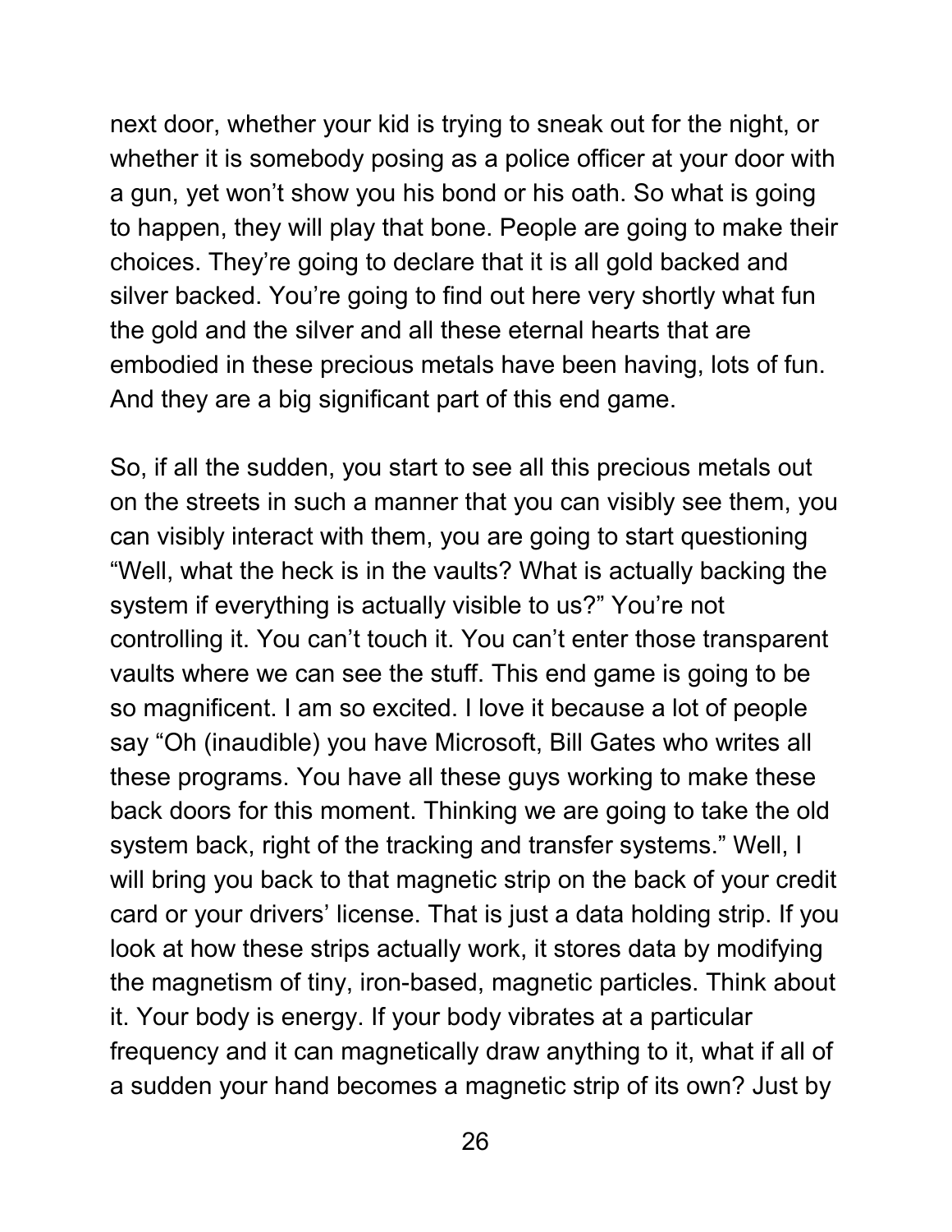next door, whether your kid is trying to sneak out for the night, or whether it is somebody posing as a police officer at your door with a gun, yet won't show you his bond or his oath. So what is going to happen, they will play that bone. People are going to make their choices. They're going to declare that it is all gold backed and silver backed. You're going to find out here very shortly what fun the gold and the silver and all these eternal hearts that are embodied in these precious metals have been having, lots of fun. And they are a big significant part of this end game.

So, if all the sudden, you start to see all this precious metals out on the streets in such a manner that you can visibly see them, you can visibly interact with them, you are going to start questioning "Well, what the heck is in the vaults? What is actually backing the system if everything is actually visible to us?" You're not controlling it. You can't touch it. You can't enter those transparent vaults where we can see the stuff. This end game is going to be so magnificent. I am so excited. I love it because a lot of people say "Oh (inaudible) you have Microsoft, Bill Gates who writes all these programs. You have all these guys working to make these back doors for this moment. Thinking we are going to take the old system back, right of the tracking and transfer systems." Well, I will bring you back to that magnetic strip on the back of your credit card or your drivers' license. That is just a data holding strip. If you look at how these strips actually work, it stores data by modifying the magnetism of tiny, iron-based, magnetic particles. Think about it. Your body is energy. If your body vibrates at a particular frequency and it can magnetically draw anything to it, what if all of a sudden your hand becomes a magnetic strip of its own? Just by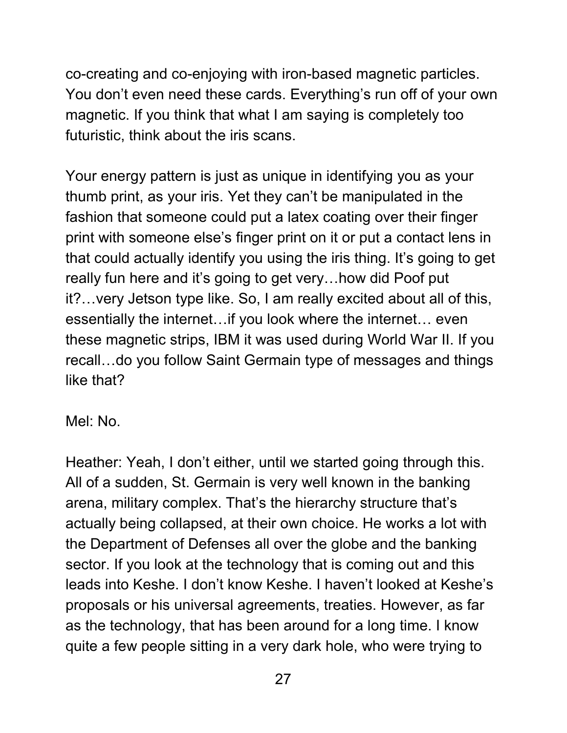co-creating and co-enjoying with iron-based magnetic particles. You don't even need these cards. Everything's run off of your own magnetic. If you think that what I am saying is completely too futuristic, think about the iris scans.

Your energy pattern is just as unique in identifying you as your thumb print, as your iris. Yet they can't be manipulated in the fashion that someone could put a latex coating over their finger print with someone else's finger print on it or put a contact lens in that could actually identify you using the iris thing. It's going to get really fun here and it's going to get very…how did Poof put it?…very Jetson type like. So, I am really excited about all of this, essentially the internet…if you look where the internet… even these magnetic strips, IBM it was used during World War II. If you recall…do you follow Saint Germain type of messages and things like that?

Mel: No.

Heather: Yeah, I don't either, until we started going through this. All of a sudden, St. Germain is very well known in the banking arena, military complex. That's the hierarchy structure that's actually being collapsed, at their own choice. He works a lot with the Department of Defenses all over the globe and the banking sector. If you look at the technology that is coming out and this leads into Keshe. I don't know Keshe. I haven't looked at Keshe's proposals or his universal agreements, treaties. However, as far as the technology, that has been around for a long time. I know quite a few people sitting in a very dark hole, who were trying to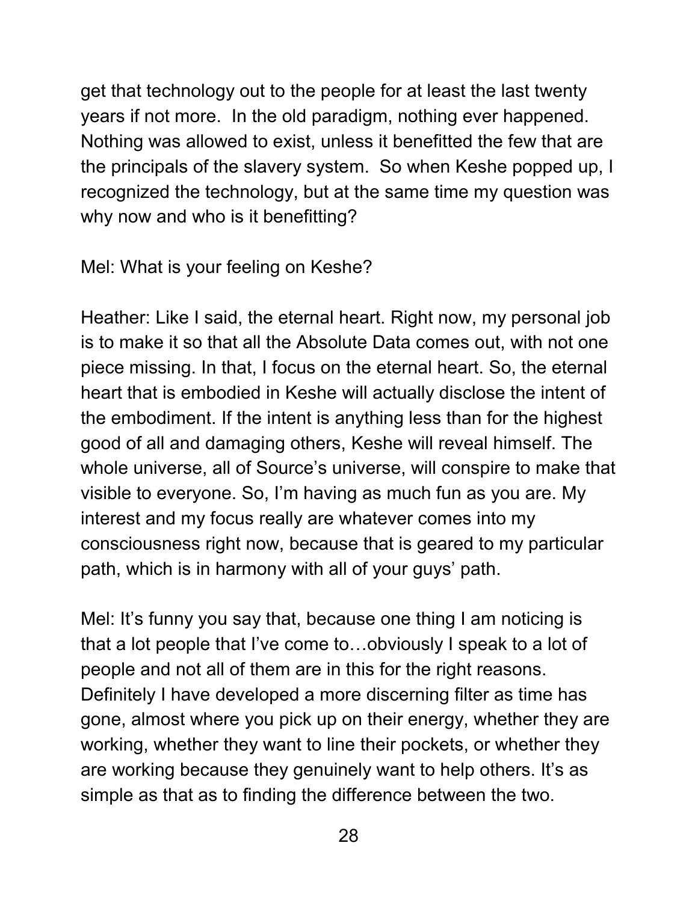get that technology out to the people for at least the last twenty years if not more. In the old paradigm, nothing ever happened. Nothing was allowed to exist, unless it benefitted the few that are the principals of the slavery system. So when Keshe popped up, I recognized the technology, but at the same time my question was why now and who is it benefitting?

Mel: What is your feeling on Keshe?

Heather: Like I said, the eternal heart. Right now, my personal job is to make it so that all the Absolute Data comes out, with not one piece missing. In that, I focus on the eternal heart. So, the eternal heart that is embodied in Keshe will actually disclose the intent of the embodiment. If the intent is anything less than for the highest good of all and damaging others, Keshe will reveal himself. The whole universe, all of Source's universe, will conspire to make that visible to everyone. So, I'm having as much fun as you are. My interest and my focus really are whatever comes into my consciousness right now, because that is geared to my particular path, which is in harmony with all of your guys' path.

Mel: It's funny you say that, because one thing I am noticing is that a lot people that I've come to…obviously I speak to a lot of people and not all of them are in this for the right reasons. Definitely I have developed a more discerning filter as time has gone, almost where you pick up on their energy, whether they are working, whether they want to line their pockets, or whether they are working because they genuinely want to help others. It's as simple as that as to finding the difference between the two.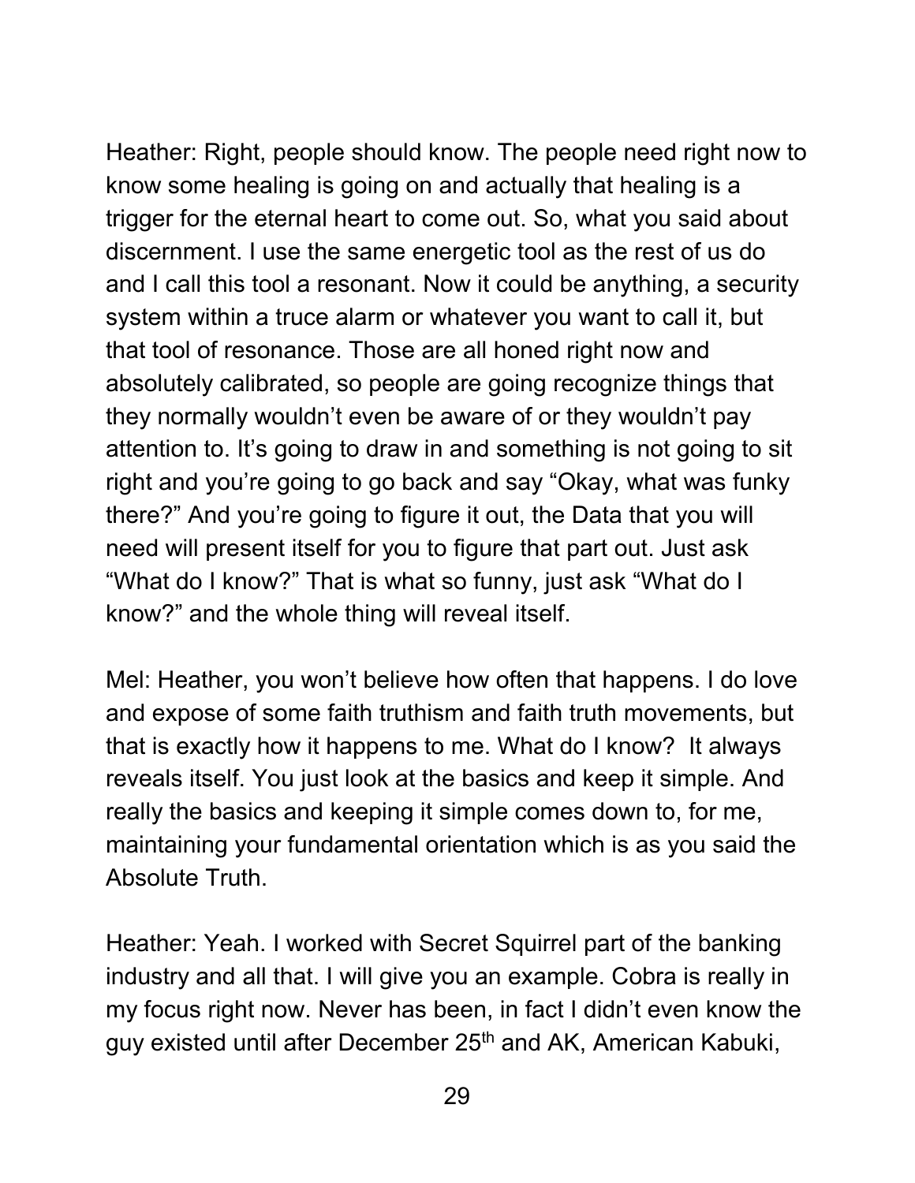Heather: Right, people should know. The people need right now to know some healing is going on and actually that healing is a trigger for the eternal heart to come out. So, what you said about discernment. I use the same energetic tool as the rest of us do and I call this tool a resonant. Now it could be anything, a security system within a truce alarm or whatever you want to call it, but that tool of resonance. Those are all honed right now and absolutely calibrated, so people are going recognize things that they normally wouldn't even be aware of or they wouldn't pay attention to. It's going to draw in and something is not going to sit right and you're going to go back and say "Okay, what was funky there?" And you're going to figure it out, the Data that you will need will present itself for you to figure that part out. Just ask "What do I know?" That is what so funny, just ask "What do I know?" and the whole thing will reveal itself.

Mel: Heather, you won't believe how often that happens. I do love and expose of some faith truthism and faith truth movements, but that is exactly how it happens to me. What do I know? It always reveals itself. You just look at the basics and keep it simple. And really the basics and keeping it simple comes down to, for me, maintaining your fundamental orientation which is as you said the Absolute Truth.

Heather: Yeah. I worked with Secret Squirrel part of the banking industry and all that. I will give you an example. Cobra is really in my focus right now. Never has been, in fact I didn't even know the guy existed until after December 25th and AK, American Kabuki,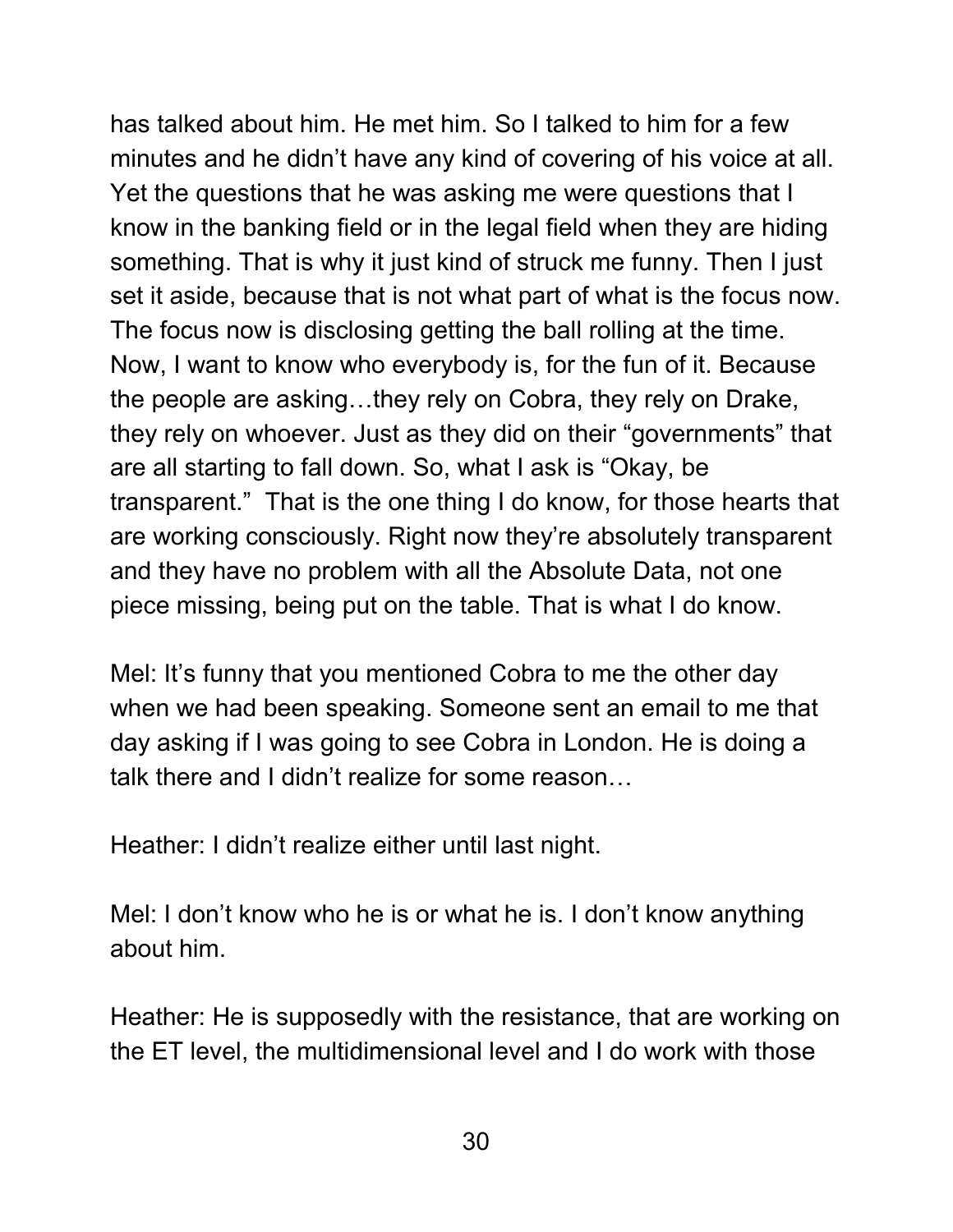has talked about him. He met him. So I talked to him for a few minutes and he didn't have any kind of covering of his voice at all. Yet the questions that he was asking me were questions that I know in the banking field or in the legal field when they are hiding something. That is why it just kind of struck me funny. Then I just set it aside, because that is not what part of what is the focus now. The focus now is disclosing getting the ball rolling at the time. Now, I want to know who everybody is, for the fun of it. Because the people are asking…they rely on Cobra, they rely on Drake, they rely on whoever. Just as they did on their "governments" that are all starting to fall down. So, what I ask is "Okay, be transparent." That is the one thing I do know, for those hearts that are working consciously. Right now they're absolutely transparent and they have no problem with all the Absolute Data, not one piece missing, being put on the table. That is what I do know.

Mel: It's funny that you mentioned Cobra to me the other day when we had been speaking. Someone sent an email to me that day asking if I was going to see Cobra in London. He is doing a talk there and I didn't realize for some reason…

Heather: I didn't realize either until last night.

Mel: I don't know who he is or what he is. I don't know anything about him.

Heather: He is supposedly with the resistance, that are working on the ET level, the multidimensional level and I do work with those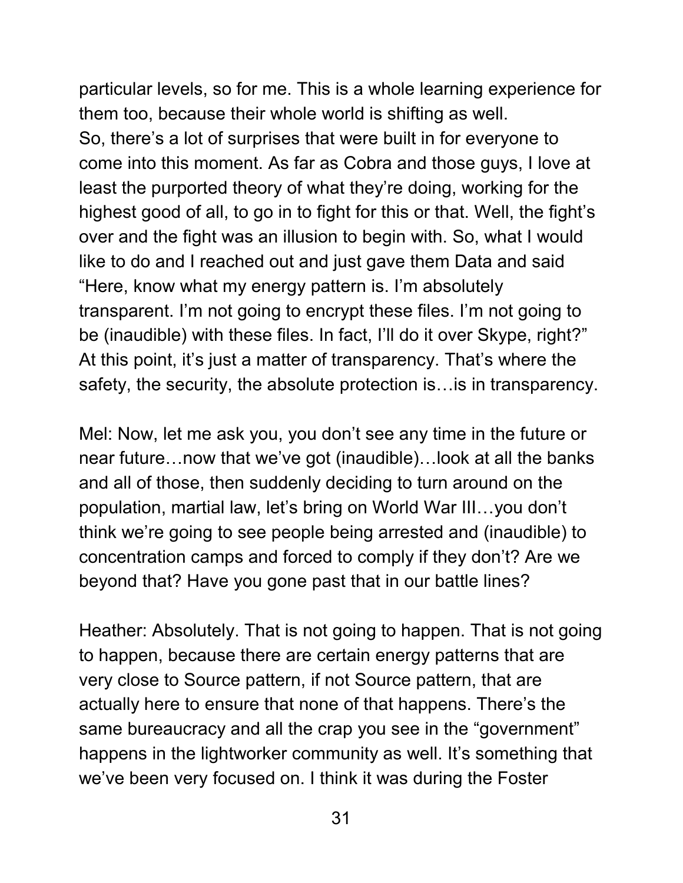particular levels, so for me. This is a whole learning experience for them too, because their whole world is shifting as well.
So, there's a lot of surprises that were built in for everyone to come into this moment. As far as Cobra and those guys, I love at least the purported theory of what they're doing, working for the highest good of all, to go in to fight for this or that. Well, the fight's over and the fight was an illusion to begin with. So, what I would like to do and I reached out and just gave them Data and said "Here, know what my energy pattern is. I'm absolutely transparent. I'm not going to encrypt these files. I'm not going to be (inaudible) with these files. In fact, I'll do it over Skype, right?" At this point, it's just a matter of transparency. That's where the safety, the security, the absolute protection is…is in transparency.

Mel: Now, let me ask you, you don't see any time in the future or near future…now that we've got (inaudible)…look at all the banks and all of those, then suddenly deciding to turn around on the population, martial law, let's bring on World War III…you don't think we're going to see people being arrested and (inaudible) to concentration camps and forced to comply if they don't? Are we beyond that? Have you gone past that in our battle lines?

Heather: Absolutely. That is not going to happen. That is not going to happen, because there are certain energy patterns that are very close to Source pattern, if not Source pattern, that are actually here to ensure that none of that happens. There's the same bureaucracy and all the crap you see in the "government" happens in the lightworker community as well. It's something that we've been very focused on. I think it was during the Foster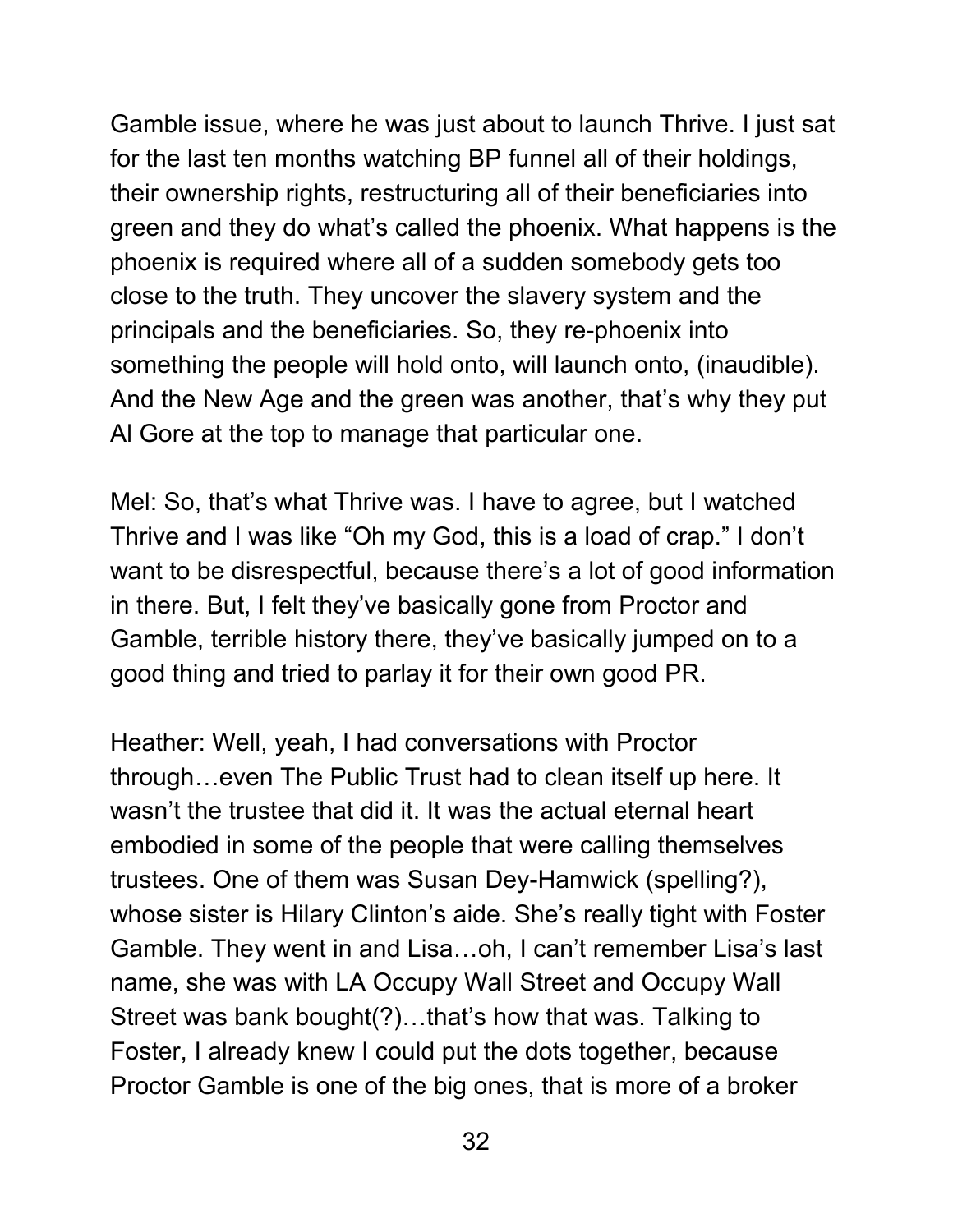Gamble issue, where he was just about to launch Thrive. I just sat for the last ten months watching BP funnel all of their holdings, their ownership rights, restructuring all of their beneficiaries into green and they do what's called the phoenix. What happens is the phoenix is required where all of a sudden somebody gets too close to the truth. They uncover the slavery system and the principals and the beneficiaries. So, they re-phoenix into something the people will hold onto, will launch onto, (inaudible). And the New Age and the green was another, that's why they put Al Gore at the top to manage that particular one.

Mel: So, that's what Thrive was. I have to agree, but I watched Thrive and I was like "Oh my God, this is a load of crap." I don't want to be disrespectful, because there's a lot of good information in there. But, I felt they've basically gone from Proctor and Gamble, terrible history there, they've basically jumped on to a good thing and tried to parlay it for their own good PR.

Heather: Well, yeah, I had conversations with Proctor through…even The Public Trust had to clean itself up here. It wasn't the trustee that did it. It was the actual eternal heart embodied in some of the people that were calling themselves trustees. One of them was Susan Dey-Hamwick (spelling?), whose sister is Hilary Clinton's aide. She's really tight with Foster Gamble. They went in and Lisa…oh, I can't remember Lisa's last name, she was with LA Occupy Wall Street and Occupy Wall Street was bank bought(?)…that's how that was. Talking to Foster, I already knew I could put the dots together, because Proctor Gamble is one of the big ones, that is more of a broker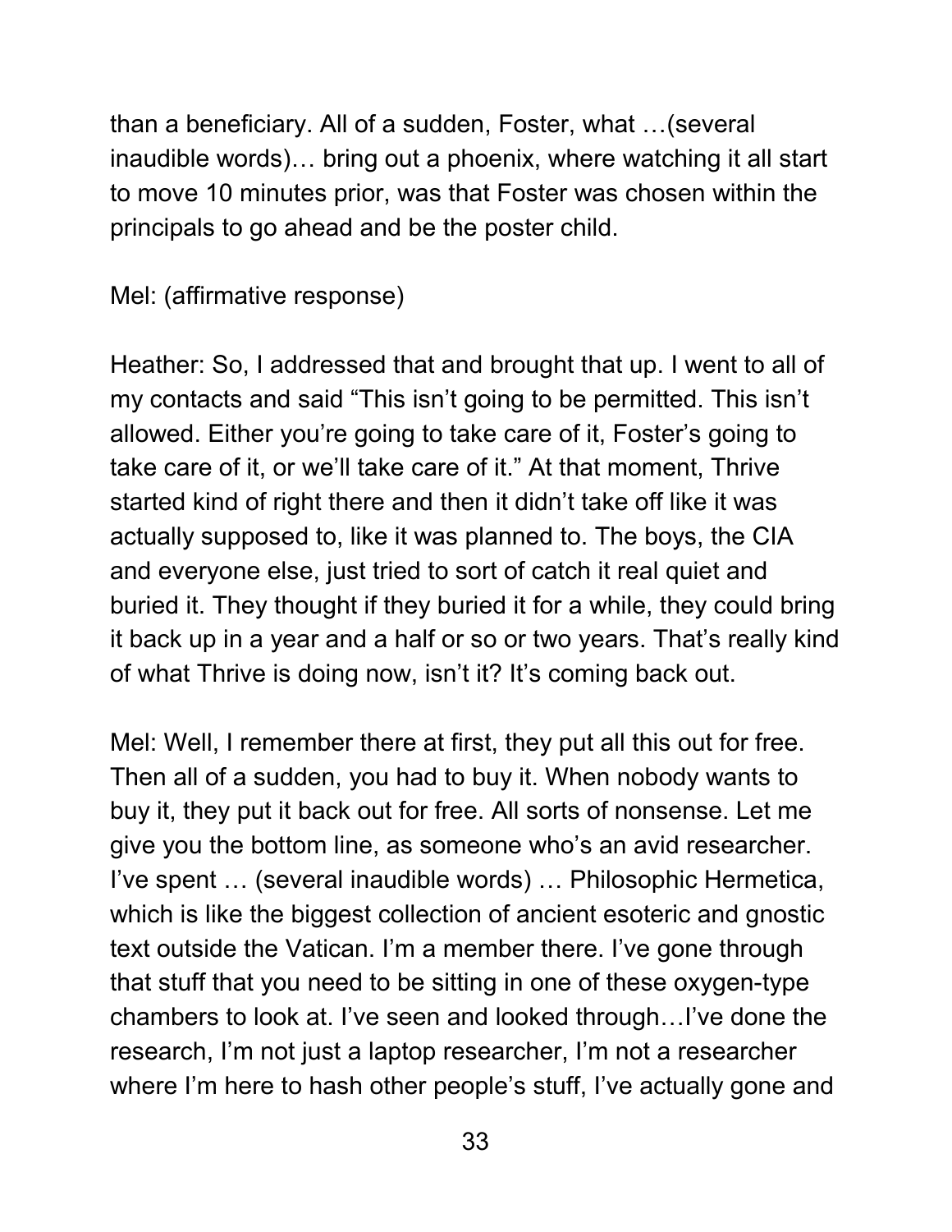than a beneficiary. All of a sudden, Foster, what …(several inaudible words)… bring out a phoenix, where watching it all start to move 10 minutes prior, was that Foster was chosen within the principals to go ahead and be the poster child.

Mel: (affirmative response)

Heather: So, I addressed that and brought that up. I went to all of my contacts and said “This isn’t going to be permitted. This isn’t allowed. Either you’re going to take care of it, Foster’s going to take care of it, or we’ll take care of it.” At that moment, Thrive started kind of right there and then it didn’t take off like it was actually supposed to, like it was planned to. The boys, the CIA and everyone else, just tried to sort of catch it real quiet and buried it. They thought if they buried it for a while, they could bring it back up in a year and a half or so or two years. That’s really kind of what Thrive is doing now, isn’t it? It’s coming back out.

Mel: Well, I remember there at first, they put all this out for free. Then all of a sudden, you had to buy it. When nobody wants to buy it, they put it back out for free. All sorts of nonsense. Let me give you the bottom line, as someone who’s an avid researcher. I’ve spent … (several inaudible words) … Philosophic Hermetica, which is like the biggest collection of ancient esoteric and gnostic text outside the Vatican. I’m a member there. I’ve gone through that stuff that you need to be sitting in one of these oxygen-type chambers to look at. I’ve seen and looked through…I’ve done the research, I’m not just a laptop researcher, I’m not a researcher where I’m here to hash other people’s stuff, I’ve actually gone and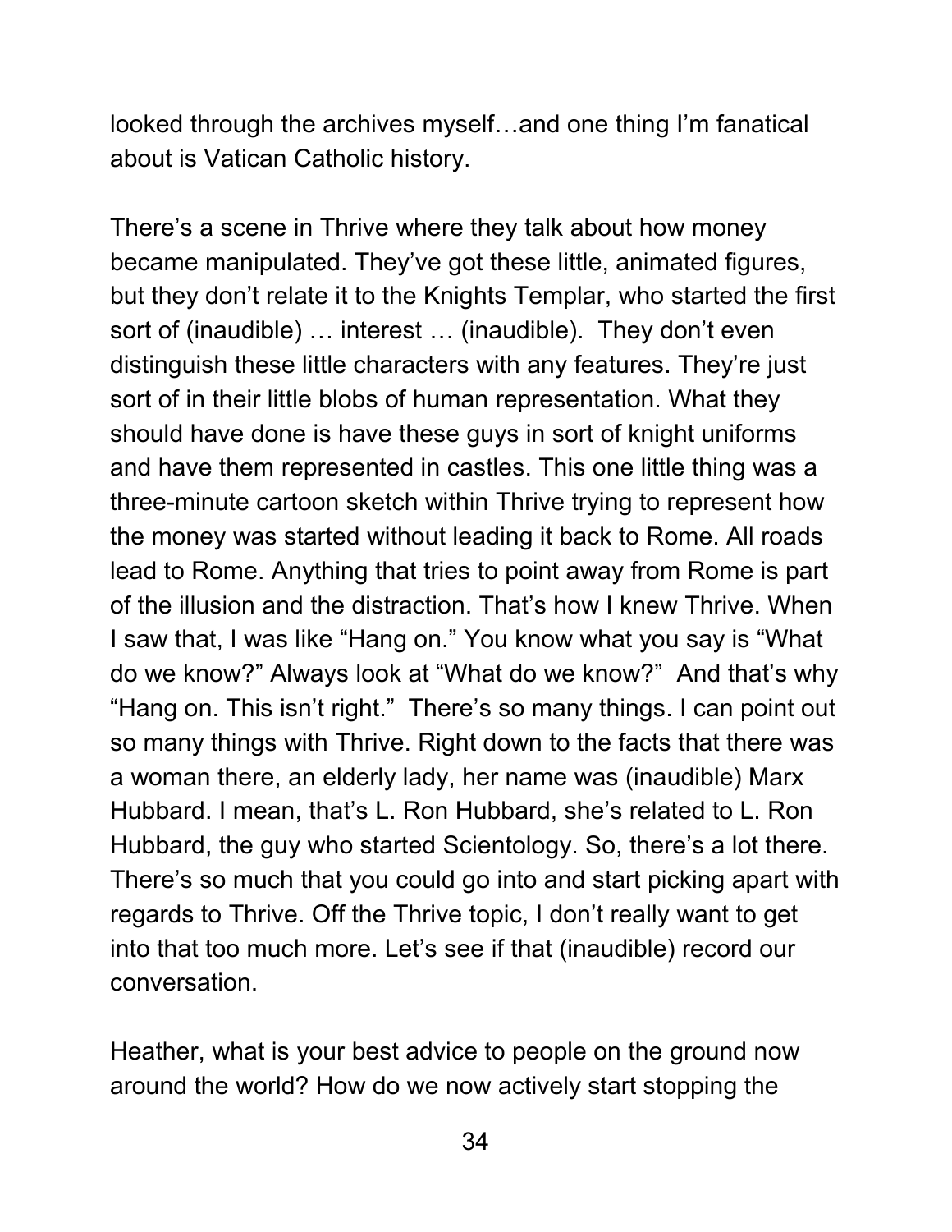looked through the archives myself…and one thing I'm fanatical about is Vatican Catholic history.

There's a scene in Thrive where they talk about how money became manipulated. They've got these little, animated figures, but they don't relate it to the Knights Templar, who started the first sort of (inaudible) … interest … (inaudible). They don't even distinguish these little characters with any features. They're just sort of in their little blobs of human representation. What they should have done is have these guys in sort of knight uniforms and have them represented in castles. This one little thing was a three-minute cartoon sketch within Thrive trying to represent how the money was started without leading it back to Rome. All roads lead to Rome. Anything that tries to point away from Rome is part of the illusion and the distraction. That's how I knew Thrive. When I saw that, I was like "Hang on." You know what you say is "What do we know?" Always look at "What do we know?" And that's why "Hang on. This isn't right." There's so many things. I can point out so many things with Thrive. Right down to the facts that there was a woman there, an elderly lady, her name was (inaudible) Marx Hubbard. I mean, that's L. Ron Hubbard, she's related to L. Ron Hubbard, the guy who started Scientology. So, there's a lot there. There's so much that you could go into and start picking apart with regards to Thrive. Off the Thrive topic, I don't really want to get into that too much more. Let's see if that (inaudible) record our conversation.

Heather, what is your best advice to people on the ground now around the world? How do we now actively start stopping the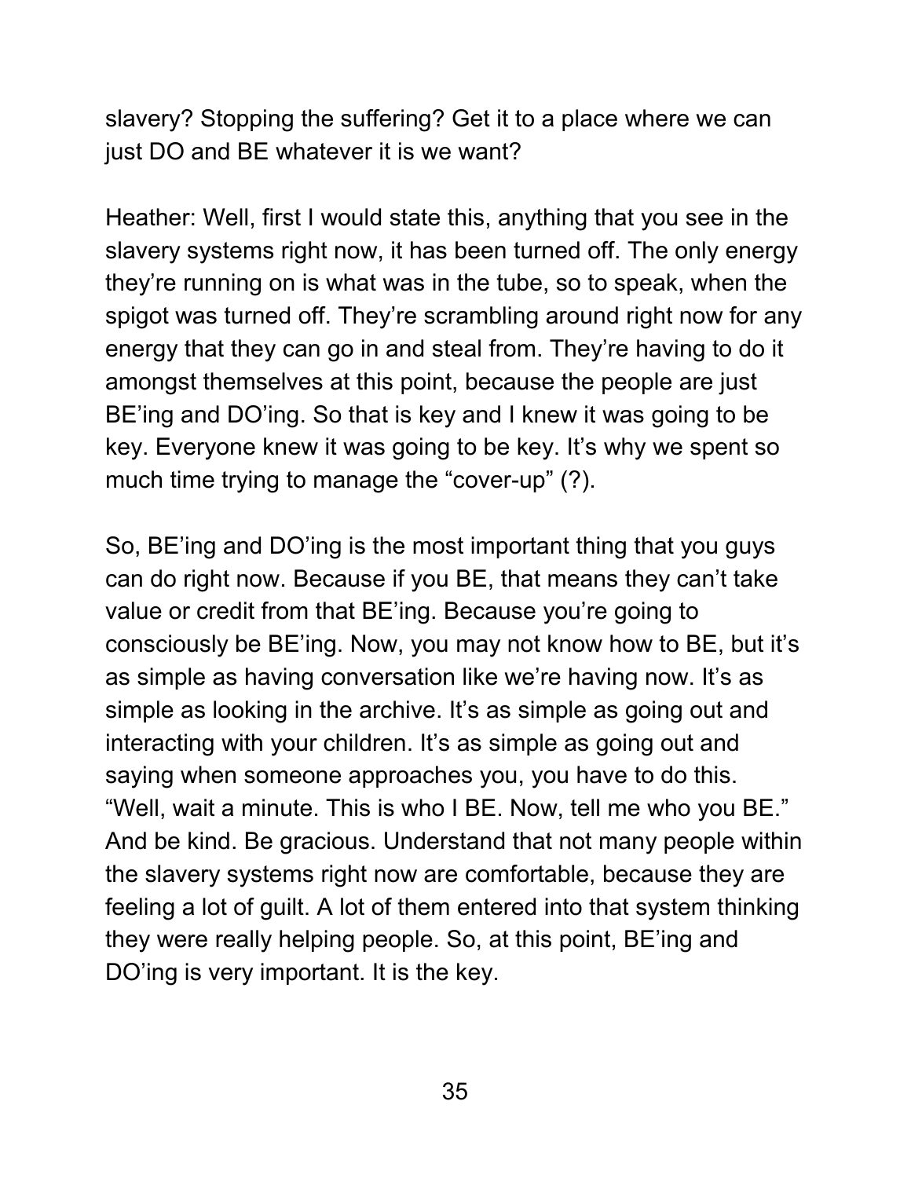slavery? Stopping the suffering? Get it to a place where we can just DO and BE whatever it is we want?

Heather: Well, first I would state this, anything that you see in the slavery systems right now, it has been turned off. The only energy they're running on is what was in the tube, so to speak, when the spigot was turned off. They're scrambling around right now for any energy that they can go in and steal from. They're having to do it amongst themselves at this point, because the people are just BE'ing and DO'ing. So that is key and I knew it was going to be key. Everyone knew it was going to be key. It's why we spent so much time trying to manage the "cover-up" (?).

So, BE'ing and DO'ing is the most important thing that you guys can do right now. Because if you BE, that means they can't take value or credit from that BE'ing. Because you're going to consciously be BE'ing. Now, you may not know how to BE, but it's as simple as having conversation like we're having now. It's as simple as looking in the archive. It's as simple as going out and interacting with your children. It's as simple as going out and saying when someone approaches you, you have to do this. "Well, wait a minute. This is who I BE. Now, tell me who you BE." And be kind. Be gracious. Understand that not many people within the slavery systems right now are comfortable, because they are feeling a lot of guilt. A lot of them entered into that system thinking they were really helping people. So, at this point, BE'ing and DO'ing is very important. It is the key.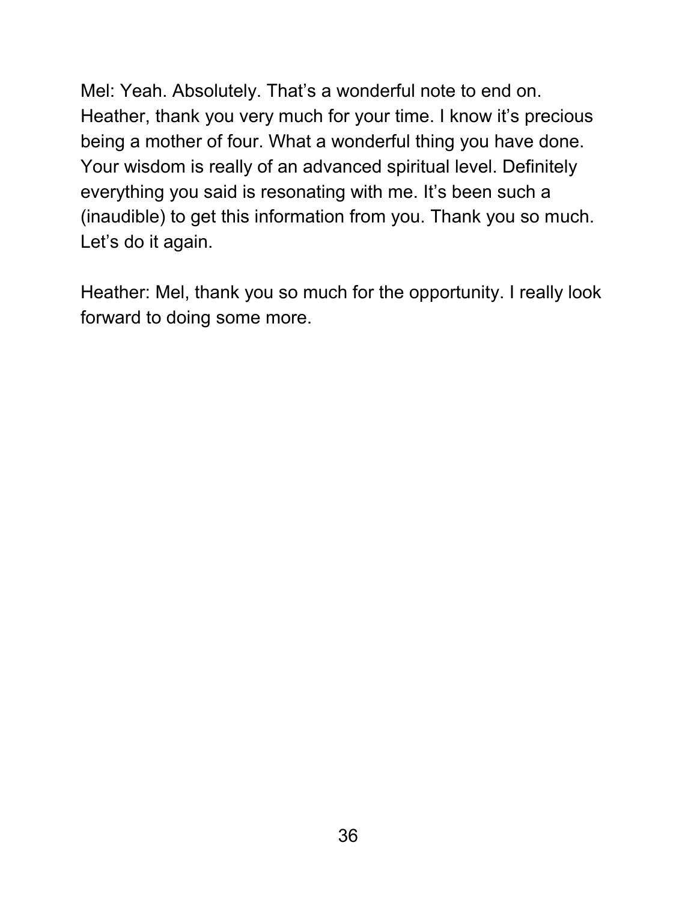Mel: Yeah. Absolutely. That's a wonderful note to end on. Heather, thank you very much for your time. I know it's precious being a mother of four. What a wonderful thing you have done. Your wisdom is really of an advanced spiritual level. Definitely everything you said is resonating with me. It's been such a (inaudible) to get this information from you. Thank you so much. Let's do it again.

Heather: Mel, thank you so much for the opportunity. I really look forward to doing some more.